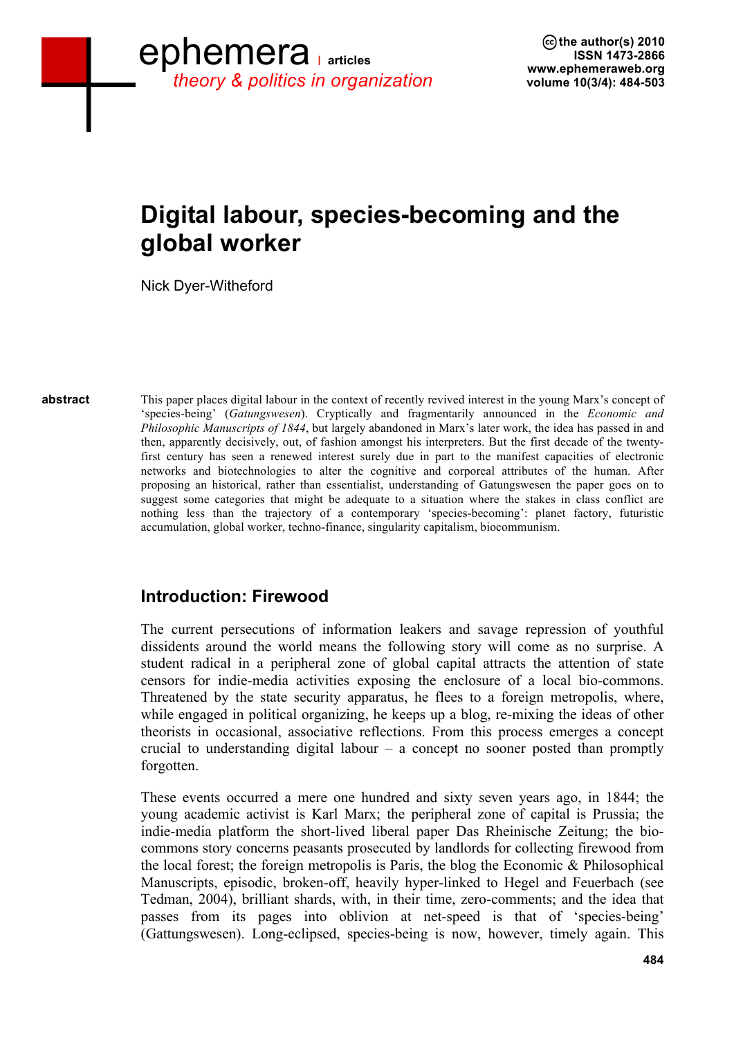# Digital labour, species-becoming and the global worker

Nick Dyer-Witheford

**abstract**

This paper places digital labour in the context of recently revived interest in the young Marx's concept of 'species-being' (*Gatungswesen*). Cryptically and fragmentarily announced in the *Economic and Philosophic Manuscripts of 1844*, but largely abandoned in Marx's later work, the idea has passed in and then, apparently decisively, out, of fashion amongst his interpreters. But the first decade of the twenty-first century has seen a renewed interest surely due in part to the manifest capacities of electronic networks and biotechnologies to alter the cognitive and corporeal attributes of the human. After proposing an historical, rather than essentialist, understanding of Gatungswesen the paper goes on to suggest some categories that might be adequate to a situation where the stakes in class conflict are nothing less than the trajectory of a contemporary 'species-becoming': planet factory, futuristic accumulation, global worker, techno-finance, singularity capitalism, biocommunism.

## Introduction: Firewood

The current persecutions of information leakers and savage repression of youthful dissidents around the world means the following story will come as no surprise. A student radical in a peripheral zone of global capital attracts the attention of state censors for indie-media activities exposing the enclosure of a local bio-commons. Threatened by the state security apparatus, he flees to a foreign metropolis, where, while engaged in political organizing, he keeps up a blog, re-mixing the ideas of other theorists in occasional, associative reflections. From this process emerges a concept crucial to understanding digital labour – a concept no sooner posted than promptly forgotten.

These events occurred a mere one hundred and sixty seven years ago, in 1844; the young academic activist is Karl Marx; the peripheral zone of capital is Prussia; the indie-media platform the short-lived liberal paper Das Rheinische Zeitung; the bio-commons story concerns peasants prosecuted by landlords for collecting firewood from the local forest; the foreign metropolis is Paris, the blog the Economic & Philosophical Manuscripts, episodic, broken-off, heavily hyper-linked to Hegel and Feuerbach (see Tedman, 2004), brilliant shards, with, in their time, zero-comments; and the idea that passes from its pages into oblivion at net-speed is that of 'species-being' (Gattungswesen). Long-eclipsed, species-being is now, however, timely again. This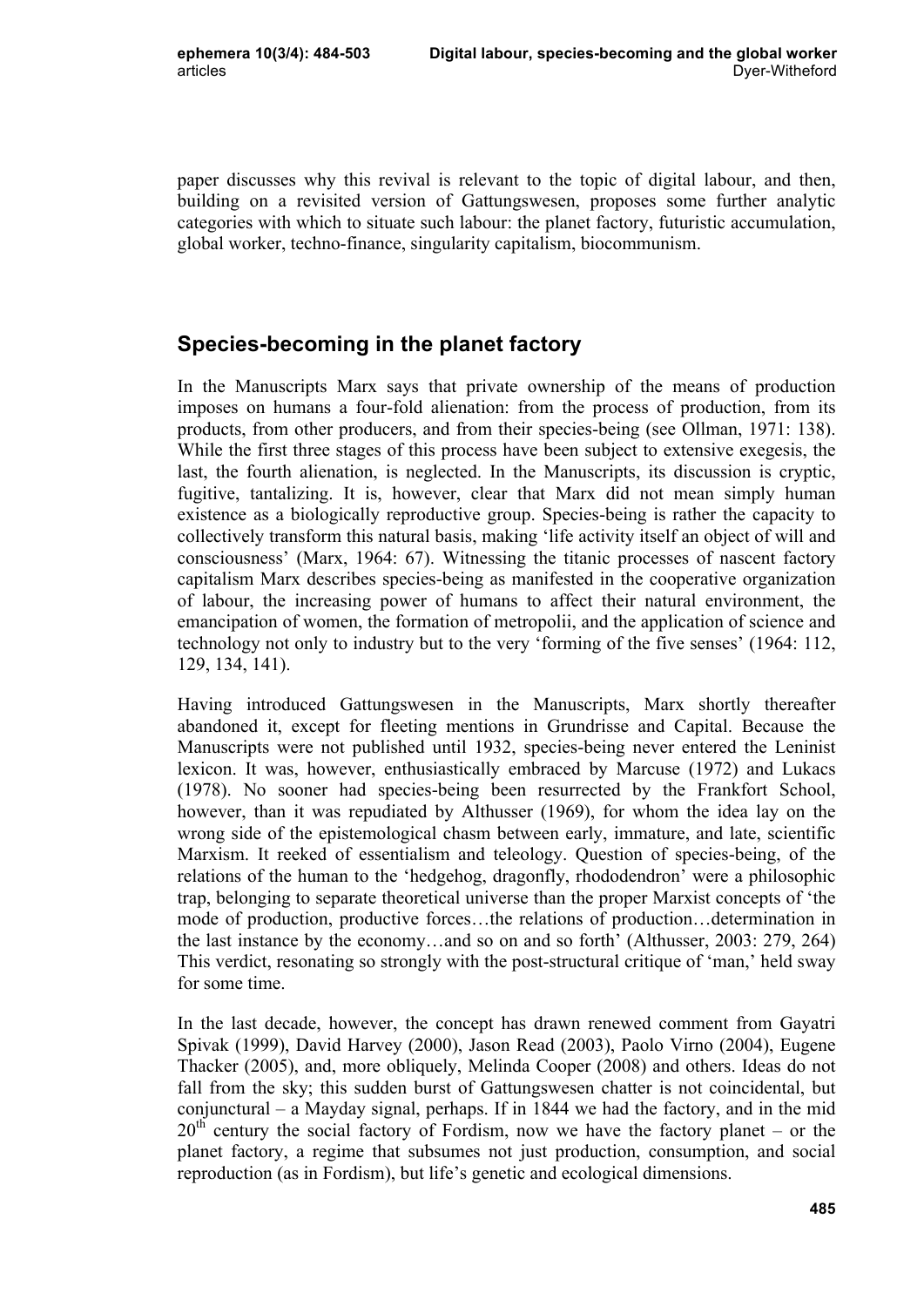paper discusses why this revival is relevant to the topic of digital labour, and then, building on a revisited version of Gattungswesen, proposes some further analytic categories with which to situate such labour: the planet factory, futuristic accumulation, global worker, techno-finance, singularity capitalism, biocommunism.

## Species-becoming in the planet factory

In the Manuscripts Marx says that private ownership of the means of production imposes on humans a four-fold alienation: from the process of production, from its products, from other producers, and from their species-being (see Ollman, 1971: 138). While the first three stages of this process have been subject to extensive exegesis, the last, the fourth alienation, is neglected. In the Manuscripts, its discussion is cryptic, fugitive, tantalizing. It is, however, clear that Marx did not mean simply human existence as a biologically reproductive group. Species-being is rather the capacity to collectively transform this natural basis, making 'life activity itself an object of will and consciousness' (Marx, 1964: 67). Witnessing the titanic processes of nascent factory capitalism Marx describes species-being as manifested in the cooperative organization of labour, the increasing power of humans to affect their natural environment, the emancipation of women, the formation of metropolii, and the application of science and technology not only to industry but to the very 'forming of the five senses' (1964: 112, 129, 134, 141).

Having introduced Gattungswesen in the Manuscripts, Marx shortly thereafter abandoned it, except for fleeting mentions in Grundrisse and Capital. Because the Manuscripts were not published until 1932, species-being never entered the Leninist lexicon. It was, however, enthusiastically embraced by Marcuse (1972) and Lukacs (1978). No sooner had species-being been resurrected by the Frankfort School, however, than it was repudiated by Althusser (1969), for whom the idea lay on the wrong side of the epistemological chasm between early, immature, and late, scientific Marxism. It reeked of essentialism and teleology. Question of species-being, of the relations of the human to the 'hedgehog, dragonfly, rhododendron' were a philosophic trap, belonging to separate theoretical universe than the proper Marxist concepts of 'the mode of production, productive forces…the relations of production…determination in the last instance by the economy…and so on and so forth' (Althusser, 2003: 279, 264) This verdict, resonating so strongly with the post-structural critique of 'man,' held sway for some time.

In the last decade, however, the concept has drawn renewed comment from Gayatri Spivak (1999), David Harvey (2000), Jason Read (2003), Paolo Virno (2004), Eugene Thacker (2005), and, more obliquely, Melinda Cooper (2008) and others. Ideas do not fall from the sky; this sudden burst of Gattungswesen chatter is not coincidental, but conjunctural – a Mayday signal, perhaps. If in 1844 we had the factory, and in the mid 20th century the social factory of Fordism, now we have the factory planet – or the planet factory, a regime that subsumes not just production, consumption, and social reproduction (as in Fordism), but life's genetic and ecological dimensions.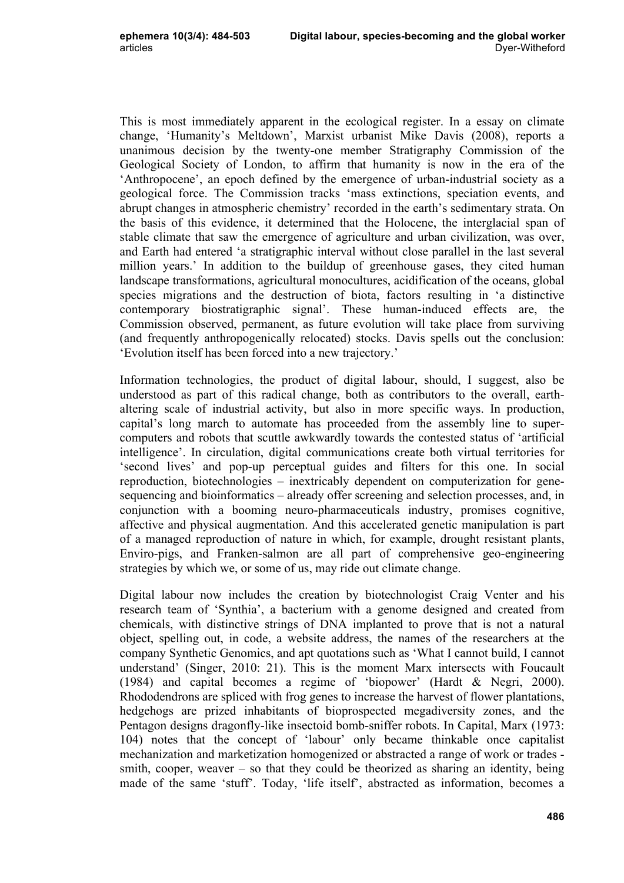This is most immediately apparent in the ecological register. In a essay on climate change, 'Humanity's Meltdown', Marxist urbanist Mike Davis (2008), reports a unanimous decision by the twenty-one member Stratigraphy Commission of the Geological Society of London, to affirm that humanity is now in the era of the 'Anthropocene', an epoch defined by the emergence of urban-industrial society as a geological force. The Commission tracks 'mass extinctions, speciation events, and abrupt changes in atmospheric chemistry' recorded in the earth's sedimentary strata. On the basis of this evidence, it determined that the Holocene, the interglacial span of stable climate that saw the emergence of agriculture and urban civilization, was over, and Earth had entered 'a stratigraphic interval without close parallel in the last several million years.' In addition to the buildup of greenhouse gases, they cited human landscape transformations, agricultural monocultures, acidification of the oceans, global species migrations and the destruction of biota, factors resulting in 'a distinctive contemporary biostratigraphic signal'. These human-induced effects are, the Commission observed, permanent, as future evolution will take place from surviving (and frequently anthropogenically relocated) stocks. Davis spells out the conclusion: 'Evolution itself has been forced into a new trajectory.'

Information technologies, the product of digital labour, should, I suggest, also be understood as part of this radical change, both as contributors to the overall, earth-altering scale of industrial activity, but also in more specific ways. In production, capital's long march to automate has proceeded from the assembly line to super-computers and robots that scuttle awkwardly towards the contested status of 'artificial intelligence'. In circulation, digital communications create both virtual territories for 'second lives' and pop-up perceptual guides and filters for this one. In social reproduction, biotechnologies – inextricably dependent on computerization for gene-sequencing and bioinformatics – already offer screening and selection processes, and, in conjunction with a booming neuro-pharmaceuticals industry, promises cognitive, affective and physical augmentation. And this accelerated genetic manipulation is part of a managed reproduction of nature in which, for example, drought resistant plants, Enviro-pigs, and Franken-salmon are all part of comprehensive geo-engineering strategies by which we, or some of us, may ride out climate change.

Digital labour now includes the creation by biotechnologist Craig Venter and his research team of 'Synthia', a bacterium with a genome designed and created from chemicals, with distinctive strings of DNA implanted to prove that is not a natural object, spelling out, in code, a website address, the names of the researchers at the company Synthetic Genomics, and apt quotations such as 'What I cannot build, I cannot understand' (Singer, 2010: 21). This is the moment Marx intersects with Foucault (1984) and capital becomes a regime of 'biopower' (Hardt & Negri, 2000). Rhododendrons are spliced with frog genes to increase the harvest of flower plantations, hedgehogs are prized inhabitants of bioprospected megadiversity zones, and the Pentagon designs dragonfly-like insectoid bomb-sniffer robots. In Capital, Marx (1973: 104) notes that the concept of 'labour' only became thinkable once capitalist mechanization and marketization homogenized or abstracted a range of work or trades - smith, cooper, weaver – so that they could be theorized as sharing an identity, being made of the same 'stuff'. Today, 'life itself', abstracted as information, becomes a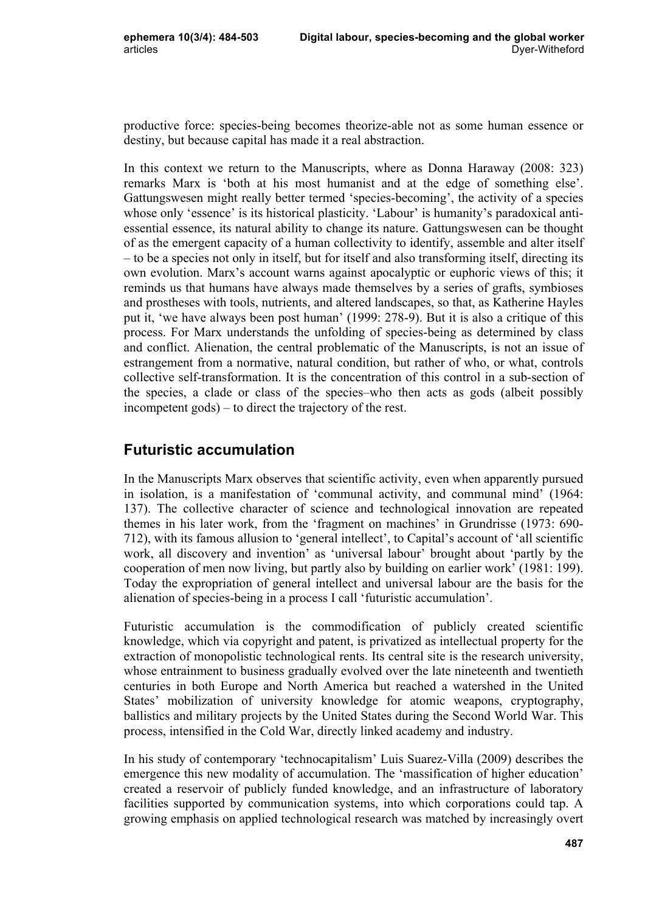productive force: species-being becomes theorize-able not as some human essence or destiny, but because capital has made it a real abstraction.

In this context we return to the Manuscripts, where as Donna Haraway (2008: 323) remarks Marx is 'both at his most humanist and at the edge of something else'. Gattungswesen might really better termed 'species-becoming', the activity of a species whose only 'essence' is its historical plasticity. 'Labour' is humanity's paradoxical anti-essential essence, its natural ability to change its nature. Gattungswesen can be thought of as the emergent capacity of a human collectivity to identify, assemble and alter itself – to be a species not only in itself, but for itself and also transforming itself, directing its own evolution. Marx's account warns against apocalyptic or euphoric views of this; it reminds us that humans have always made themselves by a series of grafts, symbioses and prostheses with tools, nutrients, and altered landscapes, so that, as Katherine Hayles put it, 'we have always been post human' (1999: 278-9). But it is also a critique of this process. For Marx understands the unfolding of species-being as determined by class and conflict. Alienation, the central problematic of the Manuscripts, is not an issue of estrangement from a normative, natural condition, but rather of who, or what, controls collective self-transformation. It is the concentration of this control in a sub-section of the species, a clade or class of the species–who then acts as gods (albeit possibly incompetent gods) – to direct the trajectory of the rest.

## Futuristic accumulation

In the Manuscripts Marx observes that scientific activity, even when apparently pursued in isolation, is a manifestation of 'communal activity, and communal mind' (1964: 137). The collective character of science and technological innovation are repeated themes in his later work, from the 'fragment on machines' in Grundrisse (1973: 690-712), with its famous allusion to 'general intellect', to Capital's account of 'all scientific work, all discovery and invention' as 'universal labour' brought about 'partly by the cooperation of men now living, but partly also by building on earlier work' (1981: 199). Today the expropriation of general intellect and universal labour are the basis for the alienation of species-being in a process I call 'futuristic accumulation'.

Futuristic accumulation is the commodification of publicly created scientific knowledge, which via copyright and patent, is privatized as intellectual property for the extraction of monopolistic technological rents. Its central site is the research university, whose entrainment to business gradually evolved over the late nineteenth and twentieth centuries in both Europe and North America but reached a watershed in the United States' mobilization of university knowledge for atomic weapons, cryptography, ballistics and military projects by the United States during the Second World War. This process, intensified in the Cold War, directly linked academy and industry.

In his study of contemporary 'technocapitalism' Luis Suarez-Villa (2009) describes the emergence this new modality of accumulation. The 'massification of higher education' created a reservoir of publicly funded knowledge, and an infrastructure of laboratory facilities supported by communication systems, into which corporations could tap. A growing emphasis on applied technological research was matched by increasingly overt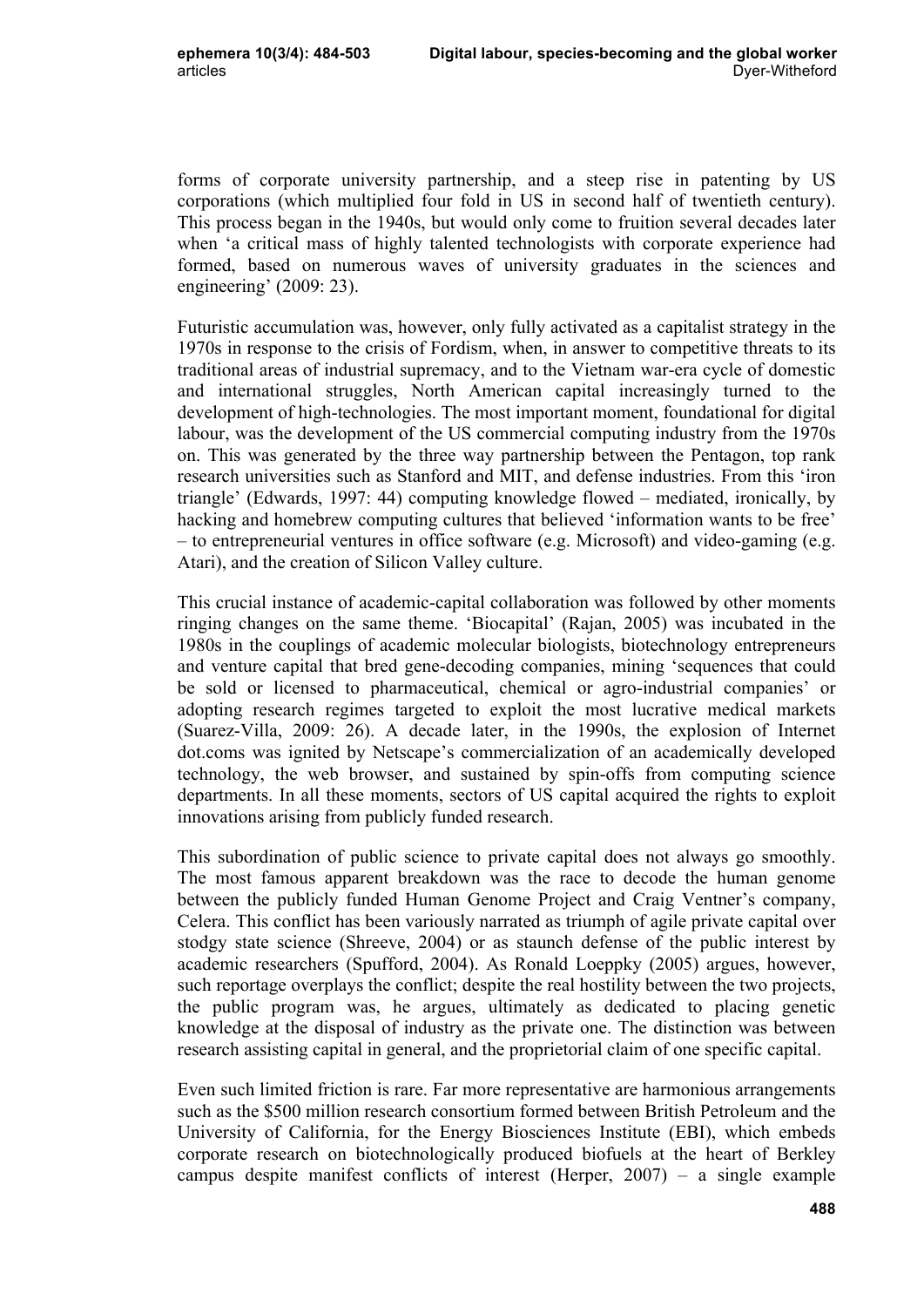forms of corporate university partnership, and a steep rise in patenting by US corporations (which multiplied four fold in US in second half of twentieth century). This process began in the 1940s, but would only come to fruition several decades later when 'a critical mass of highly talented technologists with corporate experience had formed, based on numerous waves of university graduates in the sciences and engineering' (2009: 23).

Futuristic accumulation was, however, only fully activated as a capitalist strategy in the 1970s in response to the crisis of Fordism, when, in answer to competitive threats to its traditional areas of industrial supremacy, and to the Vietnam war-era cycle of domestic and international struggles, North American capital increasingly turned to the development of high-technologies. The most important moment, foundational for digital labour, was the development of the US commercial computing industry from the 1970s on. This was generated by the three way partnership between the Pentagon, top rank research universities such as Stanford and MIT, and defense industries. From this 'iron triangle' (Edwards, 1997: 44) computing knowledge flowed – mediated, ironically, by hacking and homebrew computing cultures that believed 'information wants to be free' – to entrepreneurial ventures in office software (e.g. Microsoft) and video-gaming (e.g. Atari), and the creation of Silicon Valley culture.

This crucial instance of academic-capital collaboration was followed by other moments ringing changes on the same theme. 'Biocapital' (Rajan, 2005) was incubated in the 1980s in the couplings of academic molecular biologists, biotechnology entrepreneurs and venture capital that bred gene-decoding companies, mining 'sequences that could be sold or licensed to pharmaceutical, chemical or agro-industrial companies' or adopting research regimes targeted to exploit the most lucrative medical markets (Suarez-Villa, 2009: 26). A decade later, in the 1990s, the explosion of Internet dot.coms was ignited by Netscape's commercialization of an academically developed technology, the web browser, and sustained by spin-offs from computing science departments. In all these moments, sectors of US capital acquired the rights to exploit innovations arising from publicly funded research.

This subordination of public science to private capital does not always go smoothly. The most famous apparent breakdown was the race to decode the human genome between the publicly funded Human Genome Project and Craig Ventner's company, Celera. This conflict has been variously narrated as triumph of agile private capital over stodgy state science (Shreeve, 2004) or as staunch defense of the public interest by academic researchers (Spufford, 2004). As Ronald Loeppky (2005) argues, however, such reportage overplays the conflict; despite the real hostility between the two projects, the public program was, he argues, ultimately as dedicated to placing genetic knowledge at the disposal of industry as the private one. The distinction was between research assisting capital in general, and the proprietorial claim of one specific capital.

Even such limited friction is rare. Far more representative are harmonious arrangements such as the $500 million research consortium formed between British Petroleum and the University of California, for the Energy Biosciences Institute (EBI), which embeds corporate research on biotechnologically produced biofuels at the heart of Berkley campus despite manifest conflicts of interest (Herper, 2007) – a single example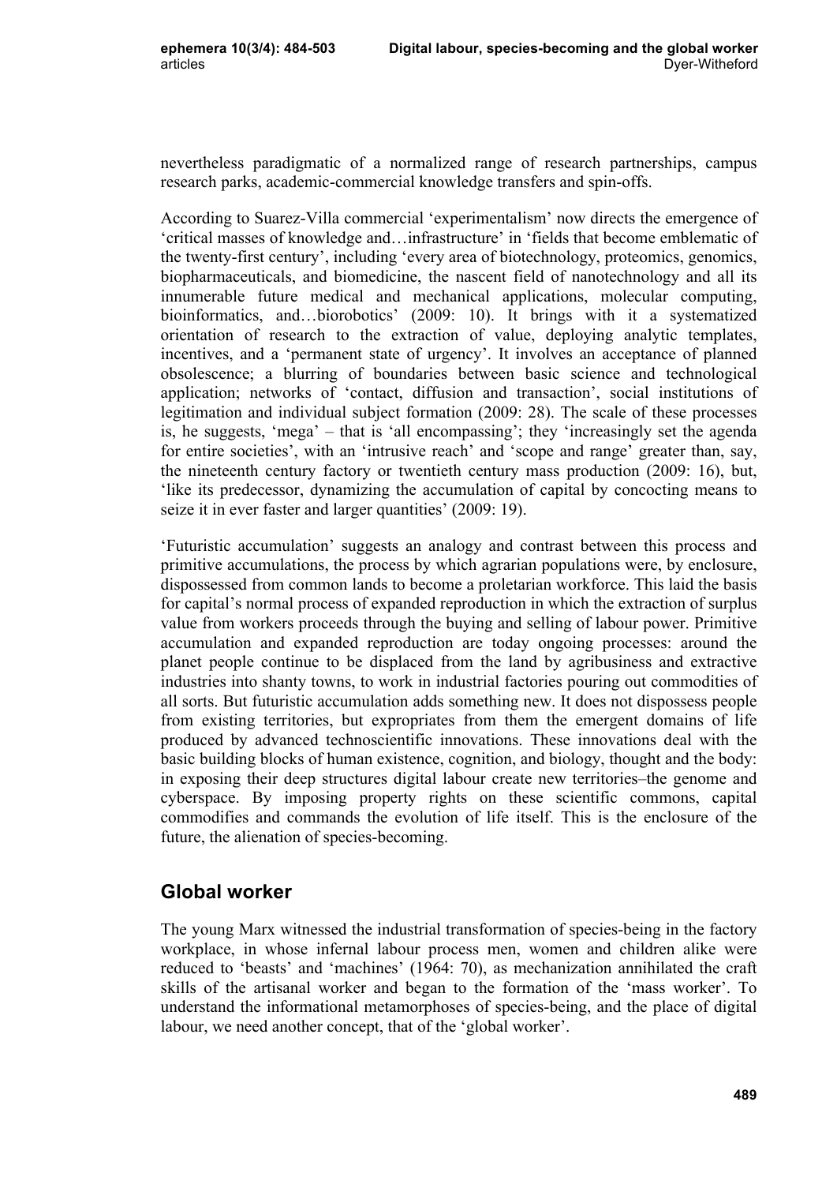nevertheless paradigmatic of a normalized range of research partnerships, campus research parks, academic-commercial knowledge transfers and spin-offs.

According to Suarez-Villa commercial 'experimentalism' now directs the emergence of 'critical masses of knowledge and…infrastructure' in 'fields that become emblematic of the twenty-first century', including 'every area of biotechnology, proteomics, genomics, biopharmaceuticals, and biomedicine, the nascent field of nanotechnology and all its innumerable future medical and mechanical applications, molecular computing, bioinformatics, and…biorobotics' (2009: 10). It brings with it a systematized orientation of research to the extraction of value, deploying analytic templates, incentives, and a 'permanent state of urgency'. It involves an acceptance of planned obsolescence; a blurring of boundaries between basic science and technological application; networks of 'contact, diffusion and transaction', social institutions of legitimation and individual subject formation (2009: 28). The scale of these processes is, he suggests, 'mega' – that is 'all encompassing'; they 'increasingly set the agenda for entire societies', with an 'intrusive reach' and 'scope and range' greater than, say, the nineteenth century factory or twentieth century mass production (2009: 16), but, 'like its predecessor, dynamizing the accumulation of capital by concocting means to seize it in ever faster and larger quantities' (2009: 19).

'Futuristic accumulation' suggests an analogy and contrast between this process and primitive accumulations, the process by which agrarian populations were, by enclosure, dispossessed from common lands to become a proletarian workforce. This laid the basis for capital's normal process of expanded reproduction in which the extraction of surplus value from workers proceeds through the buying and selling of labour power. Primitive accumulation and expanded reproduction are today ongoing processes: around the planet people continue to be displaced from the land by agribusiness and extractive industries into shanty towns, to work in industrial factories pouring out commodities of all sorts. But futuristic accumulation adds something new. It does not dispossess people from existing territories, but expropriates from them the emergent domains of life produced by advanced technoscientific innovations. These innovations deal with the basic building blocks of human existence, cognition, and biology, thought and the body: in exposing their deep structures digital labour create new territories–the genome and cyberspace. By imposing property rights on these scientific commons, capital commodifies and commands the evolution of life itself. This is the enclosure of the future, the alienation of species-becoming.

## Global worker

The young Marx witnessed the industrial transformation of species-being in the factory workplace, in whose infernal labour process men, women and children alike were reduced to 'beasts' and 'machines' (1964: 70), as mechanization annihilated the craft skills of the artisanal worker and began to the formation of the 'mass worker'. To understand the informational metamorphoses of species-being, and the place of digital labour, we need another concept, that of the 'global worker'.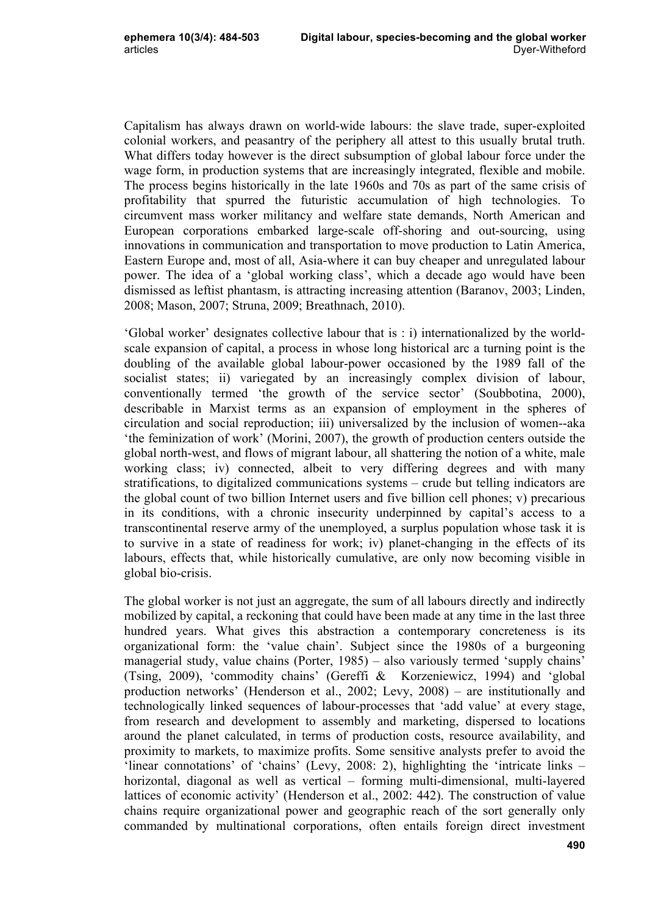Capitalism has always drawn on world-wide labours: the slave trade, super-exploited colonial workers, and peasantry of the periphery all attest to this usually brutal truth. What differs today however is the direct subsumption of global labour force under the wage form, in production systems that are increasingly integrated, flexible and mobile. The process begins historically in the late 1960s and 70s as part of the same crisis of profitability that spurred the futuristic accumulation of high technologies. To circumvent mass worker militancy and welfare state demands, North American and European corporations embarked large-scale off-shoring and out-sourcing, using innovations in communication and transportation to move production to Latin America, Eastern Europe and, most of all, Asia-where it can buy cheaper and unregulated labour power. The idea of a 'global working class', which a decade ago would have been dismissed as leftist phantasm, is attracting increasing attention (Baranov, 2003; Linden, 2008; Mason, 2007; Struna, 2009; Breathnach, 2010).

'Global worker' designates collective labour that is : i) internationalized by the world-scale expansion of capital, a process in whose long historical arc a turning point is the doubling of the available global labour-power occasioned by the 1989 fall of the socialist states; ii) variegated by an increasingly complex division of labour, conventionally termed 'the growth of the service sector' (Soubbotina, 2000), describable in Marxist terms as an expansion of employment in the spheres of circulation and social reproduction; iii) universalized by the inclusion of women--aka 'the feminization of work' (Morini, 2007), the growth of production centers outside the global north-west, and flows of migrant labour, all shattering the notion of a white, male working class; iv) connected, albeit to very differing degrees and with many stratifications, to digitalized communications systems – crude but telling indicators are the global count of two billion Internet users and five billion cell phones; v) precarious in its conditions, with a chronic insecurity underpinned by capital's access to a transcontinental reserve army of the unemployed, a surplus population whose task it is to survive in a state of readiness for work; iv) planet-changing in the effects of its labours, effects that, while historically cumulative, are only now becoming visible in global bio-crisis.

The global worker is not just an aggregate, the sum of all labours directly and indirectly mobilized by capital, a reckoning that could have been made at any time in the last three hundred years. What gives this abstraction a contemporary concreteness is its organizational form: the 'value chain'. Subject since the 1980s of a burgeoning managerial study, value chains (Porter, 1985) – also variously termed 'supply chains' (Tsing, 2009), 'commodity chains' (Gereffi & Korzeniewicz, 1994) and 'global production networks' (Henderson et al., 2002; Levy, 2008) – are institutionally and technologically linked sequences of labour-processes that 'add value' at every stage, from research and development to assembly and marketing, dispersed to locations around the planet calculated, in terms of production costs, resource availability, and proximity to markets, to maximize profits. Some sensitive analysts prefer to avoid the 'linear connotations' of 'chains' (Levy, 2008: 2), highlighting the 'intricate links – horizontal, diagonal as well as vertical – forming multi-dimensional, multi-layered lattices of economic activity' (Henderson et al., 2002: 442). The construction of value chains require organizational power and geographic reach of the sort generally only commanded by multinational corporations, often entails foreign direct investment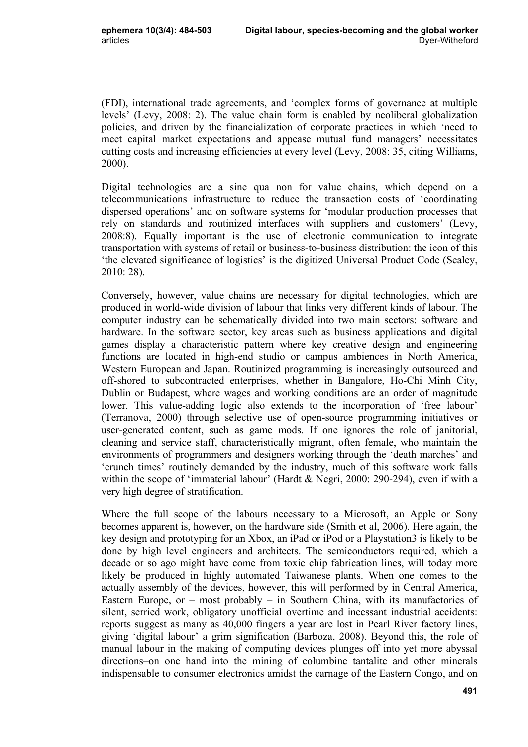(FDI), international trade agreements, and 'complex forms of governance at multiple levels' (Levy, 2008: 2). The value chain form is enabled by neoliberal globalization policies, and driven by the financialization of corporate practices in which 'need to meet capital market expectations and appease mutual fund managers' necessitates cutting costs and increasing efficiencies at every level (Levy, 2008: 35, citing Williams, 2000).

Digital technologies are a sine qua non for value chains, which depend on a telecommunications infrastructure to reduce the transaction costs of 'coordinating dispersed operations' and on software systems for 'modular production processes that rely on standards and routinized interfaces with suppliers and customers' (Levy, 2008:8). Equally important is the use of electronic communication to integrate transportation with systems of retail or business-to-business distribution: the icon of this 'the elevated significance of logistics' is the digitized Universal Product Code (Sealey, 2010: 28).

Conversely, however, value chains are necessary for digital technologies, which are produced in world-wide division of labour that links very different kinds of labour. The computer industry can be schematically divided into two main sectors: software and hardware. In the software sector, key areas such as business applications and digital games display a characteristic pattern where key creative design and engineering functions are located in high-end studio or campus ambiences in North America, Western European and Japan. Routinized programming is increasingly outsourced and off-shored to subcontracted enterprises, whether in Bangalore, Ho-Chi Minh City, Dublin or Budapest, where wages and working conditions are an order of magnitude lower. This value-adding logic also extends to the incorporation of 'free labour' (Terranova, 2000) through selective use of open-source programming initiatives or user-generated content, such as game mods. If one ignores the role of janitorial, cleaning and service staff, characteristically migrant, often female, who maintain the environments of programmers and designers working through the 'death marches' and 'crunch times' routinely demanded by the industry, much of this software work falls within the scope of 'immaterial labour' (Hardt & Negri, 2000: 290-294), even if with a very high degree of stratification.

Where the full scope of the labours necessary to a Microsoft, an Apple or Sony becomes apparent is, however, on the hardware side (Smith et al, 2006). Here again, the key design and prototyping for an Xbox, an iPad or iPod or a Playstation3 is likely to be done by high level engineers and architects. The semiconductors required, which a decade or so ago might have come from toxic chip fabrication lines, will today more likely be produced in highly automated Taiwanese plants. When one comes to the actually assembly of the devices, however, this will performed by in Central America, Eastern Europe, or – most probably – in Southern China, with its manufactories of silent, serried work, obligatory unofficial overtime and incessant industrial accidents: reports suggest as many as 40,000 fingers a year are lost in Pearl River factory lines, giving 'digital labour' a grim signification (Barboza, 2008). Beyond this, the role of manual labour in the making of computing devices plunges off into yet more abyssal directions–on one hand into the mining of columbine tantalite and other minerals indispensable to consumer electronics amidst the carnage of the Eastern Congo, and on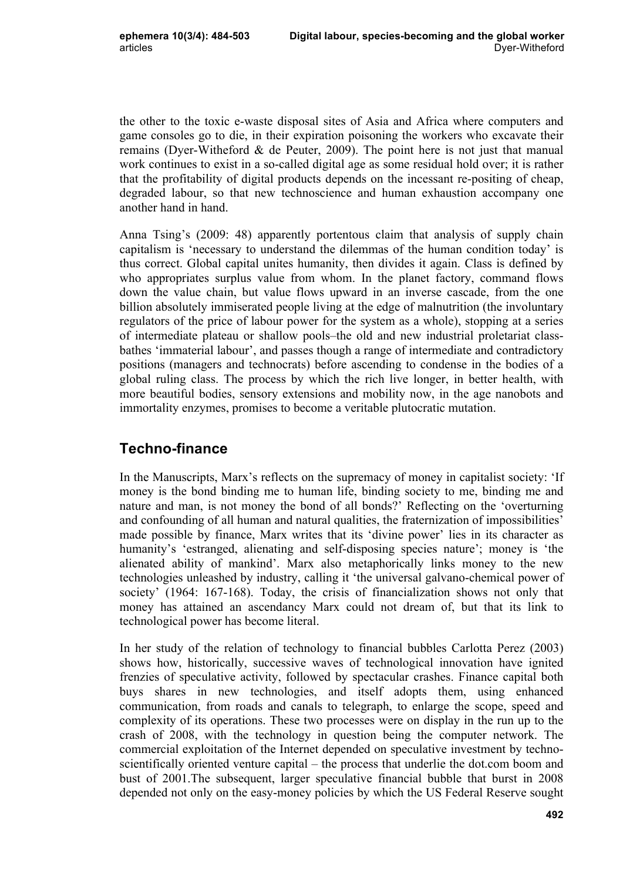the other to the toxic e-waste disposal sites of Asia and Africa where computers and game consoles go to die, in their expiration poisoning the workers who excavate their remains (Dyer-Witheford & de Peuter, 2009). The point here is not just that manual work continues to exist in a so-called digital age as some residual hold over; it is rather that the profitability of digital products depends on the incessant re-positing of cheap, degraded labour, so that new technoscience and human exhaustion accompany one another hand in hand.

Anna Tsing's (2009: 48) apparently portentous claim that analysis of supply chain capitalism is 'necessary to understand the dilemmas of the human condition today' is thus correct. Global capital unites humanity, then divides it again. Class is defined by who appropriates surplus value from whom. In the planet factory, command flows down the value chain, but value flows upward in an inverse cascade, from the one billion absolutely immiserated people living at the edge of malnutrition (the involuntary regulators of the price of labour power for the system as a whole), stopping at a series of intermediate plateau or shallow pools–the old and new industrial proletariat class-bathes 'immaterial labour', and passes though a range of intermediate and contradictory positions (managers and technocrats) before ascending to condense in the bodies of a global ruling class. The process by which the rich live longer, in better health, with more beautiful bodies, sensory extensions and mobility now, in the age nanobots and immortality enzymes, promises to become a veritable plutocratic mutation.

## Techno-finance

In the Manuscripts, Marx's reflects on the supremacy of money in capitalist society: 'If money is the bond binding me to human life, binding society to me, binding me and nature and man, is not money the bond of all bonds?' Reflecting on the 'overturning and confounding of all human and natural qualities, the fraternization of impossibilities' made possible by finance, Marx writes that its 'divine power' lies in its character as humanity's 'estranged, alienating and self-disposing species nature'; money is 'the alienated ability of mankind'. Marx also metaphorically links money to the new technologies unleashed by industry, calling it 'the universal galvano-chemical power of society' (1964: 167-168). Today, the crisis of financialization shows not only that money has attained an ascendancy Marx could not dream of, but that its link to technological power has become literal.

In her study of the relation of technology to financial bubbles Carlotta Perez (2003) shows how, historically, successive waves of technological innovation have ignited frenzies of speculative activity, followed by spectacular crashes. Finance capital both buys shares in new technologies, and itself adopts them, using enhanced communication, from roads and canals to telegraph, to enlarge the scope, speed and complexity of its operations. These two processes were on display in the run up to the crash of 2008, with the technology in question being the computer network. The commercial exploitation of the Internet depended on speculative investment by techno-scientifically oriented venture capital – the process that underlie the dot.com boom and bust of 2001.The subsequent, larger speculative financial bubble that burst in 2008 depended not only on the easy-money policies by which the US Federal Reserve sought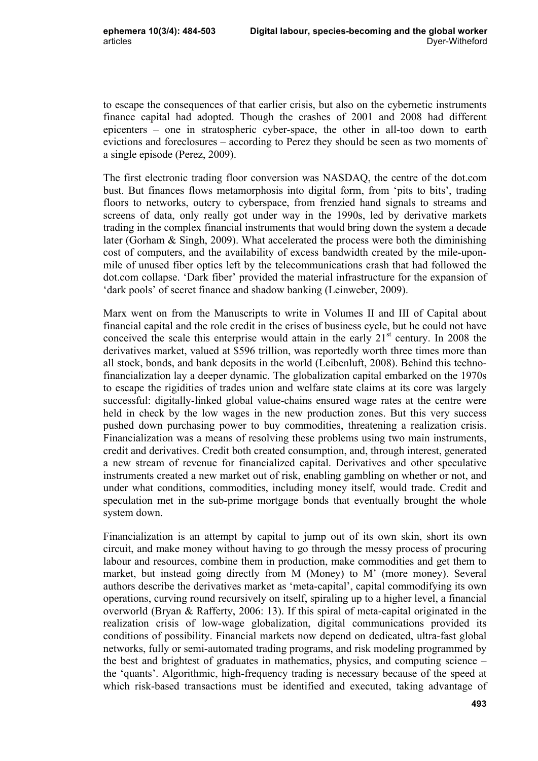to escape the consequences of that earlier crisis, but also on the cybernetic instruments finance capital had adopted. Though the crashes of 2001 and 2008 had different epicenters – one in stratospheric cyber-space, the other in all-too down to earth evictions and foreclosures – according to Perez they should be seen as two moments of a single episode (Perez, 2009).

The first electronic trading floor conversion was NASDAQ, the centre of the dot.com bust. But finances flows metamorphosis into digital form, from 'pits to bits', trading floors to networks, outcry to cyberspace, from frenzied hand signals to streams and screens of data, only really got under way in the 1990s, led by derivative markets trading in the complex financial instruments that would bring down the system a decade later (Gorham & Singh, 2009). What accelerated the process were both the diminishing cost of computers, and the availability of excess bandwidth created by the mile-upon-mile of unused fiber optics left by the telecommunications crash that had followed the dot.com collapse. 'Dark fiber' provided the material infrastructure for the expansion of 'dark pools' of secret finance and shadow banking (Leinweber, 2009).

Marx went on from the Manuscripts to write in Volumes II and III of Capital about financial capital and the role credit in the crises of business cycle, but he could not have conceived the scale this enterprise would attain in the early 21st century. In 2008 the derivatives market, valued at $596 trillion, was reportedly worth three times more than all stock, bonds, and bank deposits in the world (Leibenluft, 2008). Behind this techno-financialization lay a deeper dynamic. The globalization capital embarked on the 1970s to escape the rigidities of trades union and welfare state claims at its core was largely successful: digitally-linked global value-chains ensured wage rates at the centre were held in check by the low wages in the new production zones. But this very success pushed down purchasing power to buy commodities, threatening a realization crisis. Financialization was a means of resolving these problems using two main instruments, credit and derivatives. Credit both created consumption, and, through interest, generated a new stream of revenue for financialized capital. Derivatives and other speculative instruments created a new market out of risk, enabling gambling on whether or not, and under what conditions, commodities, including money itself, would trade. Credit and speculation met in the sub-prime mortgage bonds that eventually brought the whole system down.

Financialization is an attempt by capital to jump out of its own skin, short its own circuit, and make money without having to go through the messy process of procuring labour and resources, combine them in production, make commodities and get them to market, but instead going directly from M (Money) to M' (more money). Several authors describe the derivatives market as 'meta-capital', capital commodifying its own operations, curving round recursively on itself, spiraling up to a higher level, a financial overworld (Bryan & Rafferty, 2006: 13). If this spiral of meta-capital originated in the realization crisis of low-wage globalization, digital communications provided its conditions of possibility. Financial markets now depend on dedicated, ultra-fast global networks, fully or semi-automated trading programs, and risk modeling programmed by the best and brightest of graduates in mathematics, physics, and computing science – the 'quants'. Algorithmic, high-frequency trading is necessary because of the speed at which risk-based transactions must be identified and executed, taking advantage of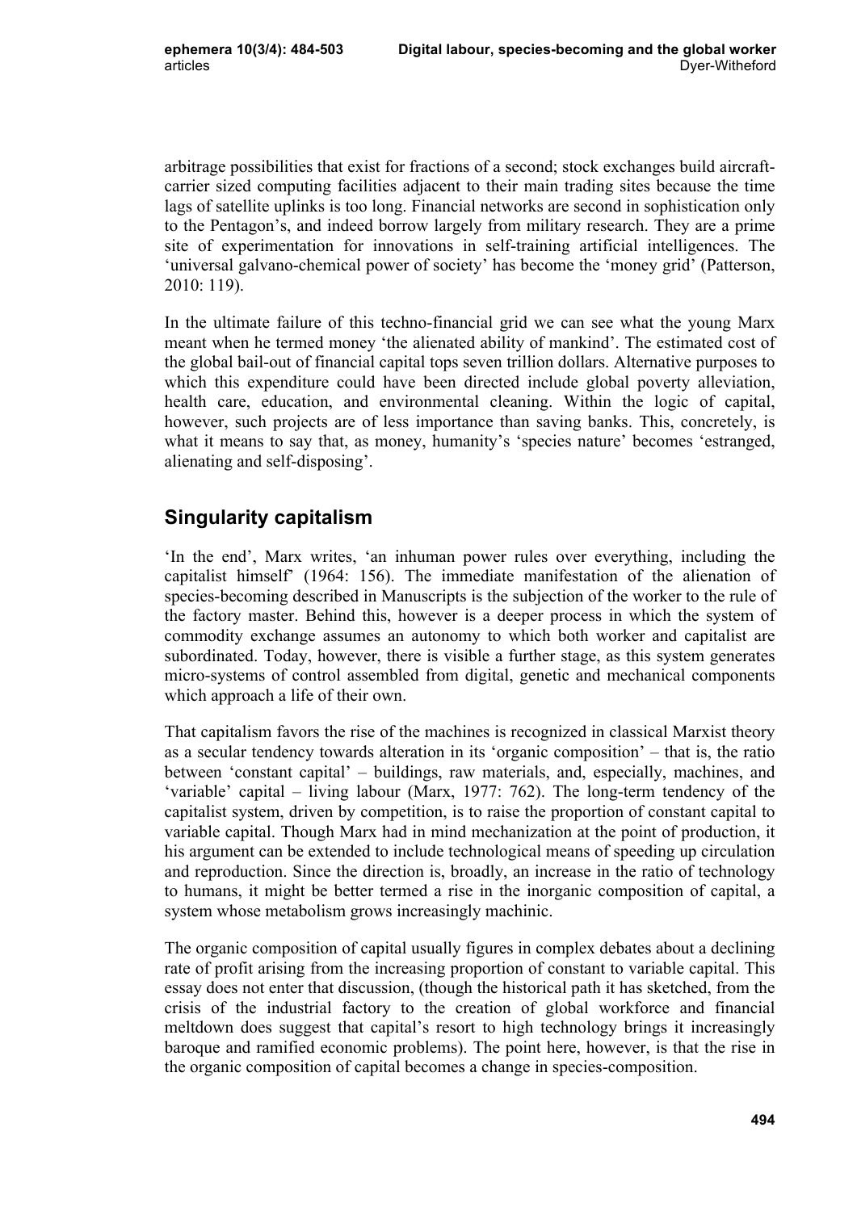arbitrage possibilities that exist for fractions of a second; stock exchanges build aircraft-carrier sized computing facilities adjacent to their main trading sites because the time lags of satellite uplinks is too long. Financial networks are second in sophistication only to the Pentagon's, and indeed borrow largely from military research. They are a prime site of experimentation for innovations in self-training artificial intelligences. The 'universal galvano-chemical power of society' has become the 'money grid' (Patterson, 2010: 119).

In the ultimate failure of this techno-financial grid we can see what the young Marx meant when he termed money 'the alienated ability of mankind'. The estimated cost of the global bail-out of financial capital tops seven trillion dollars. Alternative purposes to which this expenditure could have been directed include global poverty alleviation, health care, education, and environmental cleaning. Within the logic of capital, however, such projects are of less importance than saving banks. This, concretely, is what it means to say that, as money, humanity's 'species nature' becomes 'estranged, alienating and self-disposing'.

## Singularity capitalism

'In the end', Marx writes, 'an inhuman power rules over everything, including the capitalist himself' (1964: 156). The immediate manifestation of the alienation of species-becoming described in Manuscripts is the subjection of the worker to the rule of the factory master. Behind this, however is a deeper process in which the system of commodity exchange assumes an autonomy to which both worker and capitalist are subordinated. Today, however, there is visible a further stage, as this system generates micro-systems of control assembled from digital, genetic and mechanical components which approach a life of their own.

That capitalism favors the rise of the machines is recognized in classical Marxist theory as a secular tendency towards alteration in its 'organic composition' – that is, the ratio between 'constant capital' – buildings, raw materials, and, especially, machines, and 'variable' capital – living labour (Marx, 1977: 762). The long-term tendency of the capitalist system, driven by competition, is to raise the proportion of constant capital to variable capital. Though Marx had in mind mechanization at the point of production, it his argument can be extended to include technological means of speeding up circulation and reproduction. Since the direction is, broadly, an increase in the ratio of technology to humans, it might be better termed a rise in the inorganic composition of capital, a system whose metabolism grows increasingly machinic.

The organic composition of capital usually figures in complex debates about a declining rate of profit arising from the increasing proportion of constant to variable capital. This essay does not enter that discussion, (though the historical path it has sketched, from the crisis of the industrial factory to the creation of global workforce and financial meltdown does suggest that capital's resort to high technology brings it increasingly baroque and ramified economic problems). The point here, however, is that the rise in the organic composition of capital becomes a change in species-composition.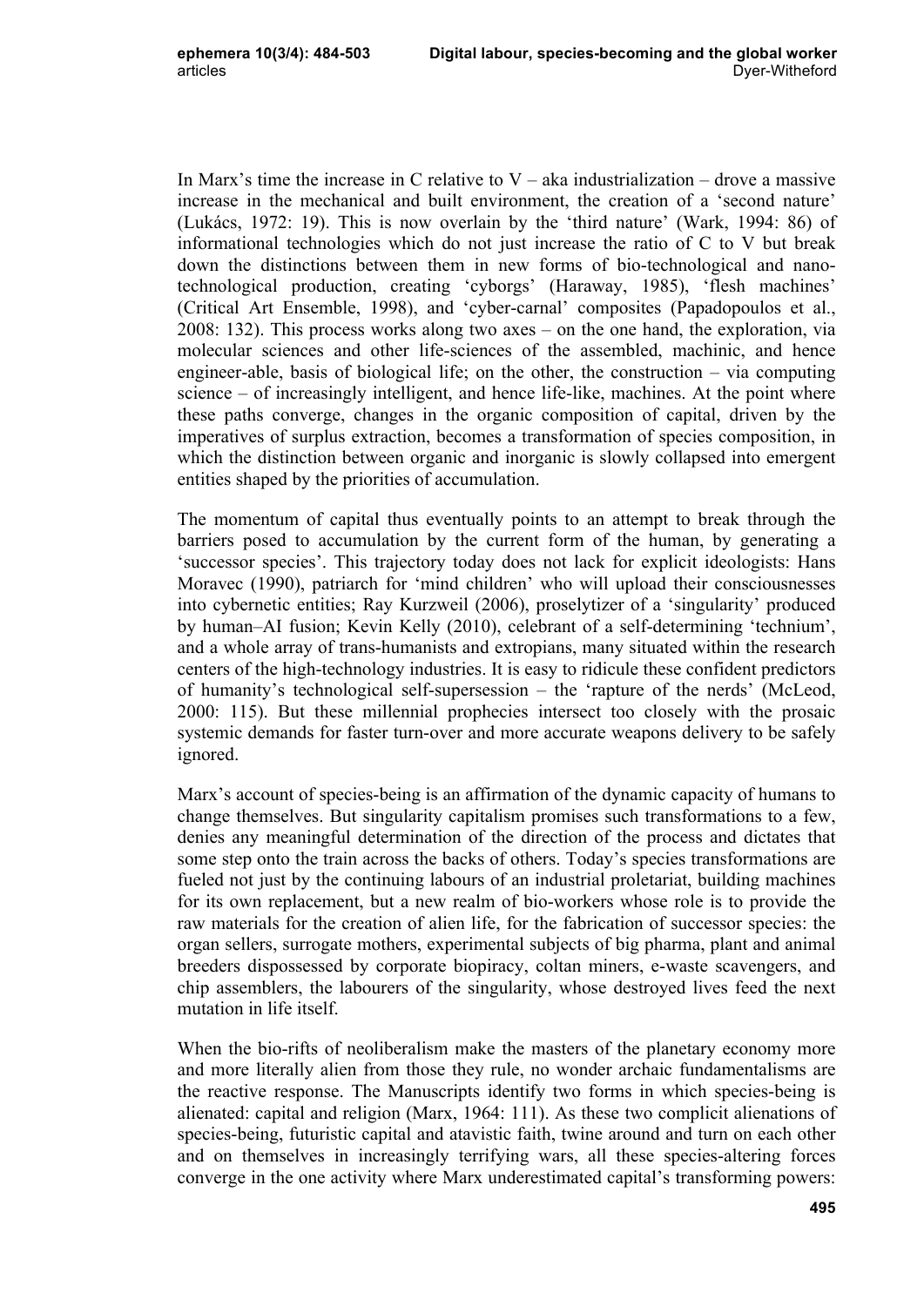In Marx's time the increase in C relative to V – aka industrialization – drove a massive increase in the mechanical and built environment, the creation of a 'second nature' (Lukács, 1972: 19). This is now overlain by the 'third nature' (Wark, 1994: 86) of informational technologies which do not just increase the ratio of C to V but break down the distinctions between them in new forms of bio-technological and nano-technological production, creating 'cyborgs' (Haraway, 1985), 'flesh machines' (Critical Art Ensemble, 1998), and 'cyber-carnal' composites (Papadopoulos et al., 2008: 132). This process works along two axes – on the one hand, the exploration, via molecular sciences and other life-sciences of the assembled, machinic, and hence engineer-able, basis of biological life; on the other, the construction – via computing science – of increasingly intelligent, and hence life-like, machines. At the point where these paths converge, changes in the organic composition of capital, driven by the imperatives of surplus extraction, becomes a transformation of species composition, in which the distinction between organic and inorganic is slowly collapsed into emergent entities shaped by the priorities of accumulation.

The momentum of capital thus eventually points to an attempt to break through the barriers posed to accumulation by the current form of the human, by generating a 'successor species'. This trajectory today does not lack for explicit ideologists: Hans Moravec (1990), patriarch for 'mind children' who will upload their consciousnesses into cybernetic entities; Ray Kurzweil (2006), proselytizer of a 'singularity' produced by human–AI fusion; Kevin Kelly (2010), celebrant of a self-determining 'technium', and a whole array of trans-humanists and extropians, many situated within the research centers of the high-technology industries. It is easy to ridicule these confident predictors of humanity's technological self-supersession – the 'rapture of the nerds' (McLeod, 2000: 115). But these millennial prophecies intersect too closely with the prosaic systemic demands for faster turn-over and more accurate weapons delivery to be safely ignored.

Marx's account of species-being is an affirmation of the dynamic capacity of humans to change themselves. But singularity capitalism promises such transformations to a few, denies any meaningful determination of the direction of the process and dictates that some step onto the train across the backs of others. Today's species transformations are fueled not just by the continuing labours of an industrial proletariat, building machines for its own replacement, but a new realm of bio-workers whose role is to provide the raw materials for the creation of alien life, for the fabrication of successor species: the organ sellers, surrogate mothers, experimental subjects of big pharma, plant and animal breeders dispossessed by corporate biopiracy, coltan miners, e-waste scavengers, and chip assemblers, the labourers of the singularity, whose destroyed lives feed the next mutation in life itself.

When the bio-rifts of neoliberalism make the masters of the planetary economy more and more literally alien from those they rule, no wonder archaic fundamentalisms are the reactive response. The Manuscripts identify two forms in which species-being is alienated: capital and religion (Marx, 1964: 111). As these two complicit alienations of species-being, futuristic capital and atavistic faith, twine around and turn on each other and on themselves in increasingly terrifying wars, all these species-altering forces converge in the one activity where Marx underestimated capital's transforming powers: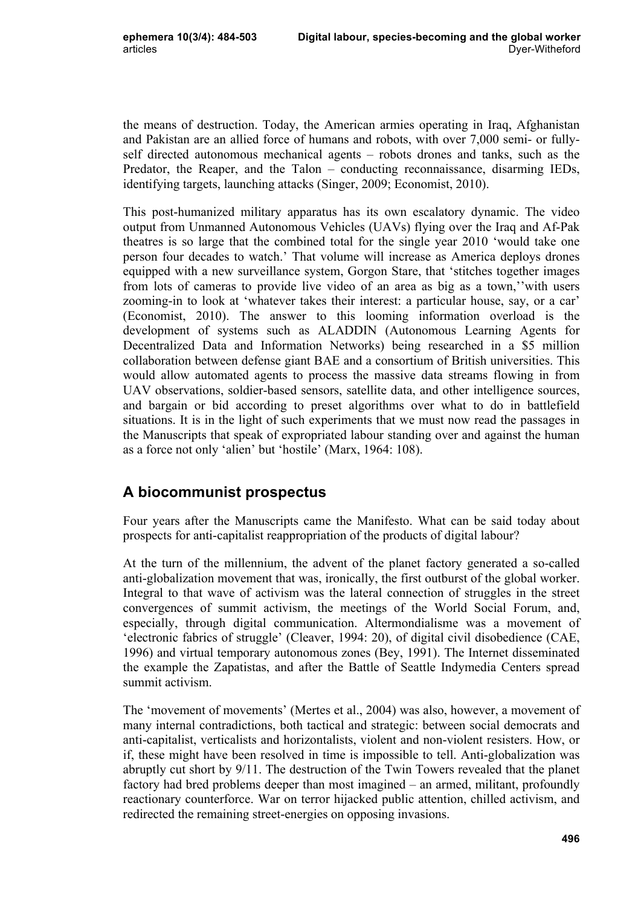the means of destruction. Today, the American armies operating in Iraq, Afghanistan and Pakistan are an allied force of humans and robots, with over 7,000 semi- or fully-self directed autonomous mechanical agents – robots drones and tanks, such as the Predator, the Reaper, and the Talon – conducting reconnaissance, disarming IEDs, identifying targets, launching attacks (Singer, 2009; Economist, 2010).

This post-humanized military apparatus has its own escalatory dynamic. The video output from Unmanned Autonomous Vehicles (UAVs) flying over the Iraq and Af-Pak theatres is so large that the combined total for the single year 2010 'would take one person four decades to watch.' That volume will increase as America deploys drones equipped with a new surveillance system, Gorgon Stare, that 'stitches together images from lots of cameras to provide live video of an area as big as a town,''with users zooming-in to look at 'whatever takes their interest: a particular house, say, or a car' (Economist, 2010). The answer to this looming information overload is the development of systems such as ALADDIN (Autonomous Learning Agents for Decentralized Data and Information Networks) being researched in a $5 million collaboration between defense giant BAE and a consortium of British universities. This would allow automated agents to process the massive data streams flowing in from UAV observations, soldier-based sensors, satellite data, and other intelligence sources, and bargain or bid according to preset algorithms over what to do in battlefield situations. It is in the light of such experiments that we must now read the passages in the Manuscripts that speak of expropriated labour standing over and against the human as a force not only 'alien' but 'hostile' (Marx, 1964: 108).

## A biocommunist prospectus

Four years after the Manuscripts came the Manifesto. What can be said today about prospects for anti-capitalist reappropriation of the products of digital labour?

At the turn of the millennium, the advent of the planet factory generated a so-called anti-globalization movement that was, ironically, the first outburst of the global worker. Integral to that wave of activism was the lateral connection of struggles in the street convergences of summit activism, the meetings of the World Social Forum, and, especially, through digital communication. Altermondialisme was a movement of 'electronic fabrics of struggle' (Cleaver, 1994: 20), of digital civil disobedience (CAE, 1996) and virtual temporary autonomous zones (Bey, 1991). The Internet disseminated the example the Zapatistas, and after the Battle of Seattle Indymedia Centers spread summit activism.

The 'movement of movements' (Mertes et al., 2004) was also, however, a movement of many internal contradictions, both tactical and strategic: between social democrats and anti-capitalist, verticalists and horizontalists, violent and non-violent resisters. How, or if, these might have been resolved in time is impossible to tell. Anti-globalization was abruptly cut short by 9/11. The destruction of the Twin Towers revealed that the planet factory had bred problems deeper than most imagined – an armed, militant, profoundly reactionary counterforce. War on terror hijacked public attention, chilled activism, and redirected the remaining street-energies on opposing invasions.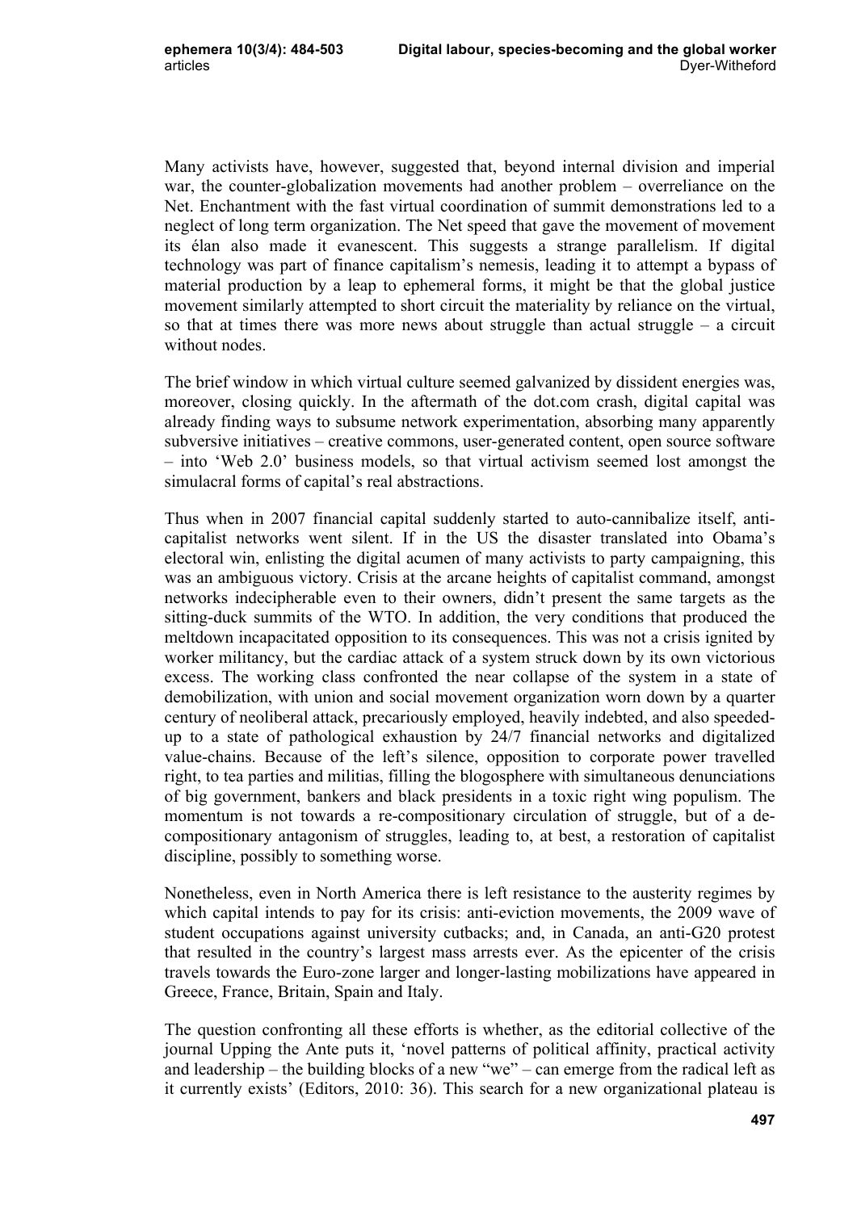Many activists have, however, suggested that, beyond internal division and imperial war, the counter-globalization movements had another problem – overreliance on the Net. Enchantment with the fast virtual coordination of summit demonstrations led to a neglect of long term organization. The Net speed that gave the movement of movement its élan also made it evanescent. This suggests a strange parallelism. If digital technology was part of finance capitalism's nemesis, leading it to attempt a bypass of material production by a leap to ephemeral forms, it might be that the global justice movement similarly attempted to short circuit the materiality by reliance on the virtual, so that at times there was more news about struggle than actual struggle – a circuit without nodes.

The brief window in which virtual culture seemed galvanized by dissident energies was, moreover, closing quickly. In the aftermath of the dot.com crash, digital capital was already finding ways to subsume network experimentation, absorbing many apparently subversive initiatives – creative commons, user-generated content, open source software – into 'Web 2.0' business models, so that virtual activism seemed lost amongst the simulacral forms of capital's real abstractions.

Thus when in 2007 financial capital suddenly started to auto-cannibalize itself, anti-capitalist networks went silent. If in the US the disaster translated into Obama's electoral win, enlisting the digital acumen of many activists to party campaigning, this was an ambiguous victory. Crisis at the arcane heights of capitalist command, amongst networks indecipherable even to their owners, didn't present the same targets as the sitting-duck summits of the WTO. In addition, the very conditions that produced the meltdown incapacitated opposition to its consequences. This was not a crisis ignited by worker militancy, but the cardiac attack of a system struck down by its own victorious excess. The working class confronted the near collapse of the system in a state of demobilization, with union and social movement organization worn down by a quarter century of neoliberal attack, precariously employed, heavily indebted, and also speeded-up to a state of pathological exhaustion by 24/7 financial networks and digitalized value-chains. Because of the left's silence, opposition to corporate power travelled right, to tea parties and militias, filling the blogosphere with simultaneous denunciations of big government, bankers and black presidents in a toxic right wing populism. The momentum is not towards a re-compositionary circulation of struggle, but of a de-compositionary antagonism of struggles, leading to, at best, a restoration of capitalist discipline, possibly to something worse.

Nonetheless, even in North America there is left resistance to the austerity regimes by which capital intends to pay for its crisis: anti-eviction movements, the 2009 wave of student occupations against university cutbacks; and, in Canada, an anti-G20 protest that resulted in the country's largest mass arrests ever. As the epicenter of the crisis travels towards the Euro-zone larger and longer-lasting mobilizations have appeared in Greece, France, Britain, Spain and Italy.

The question confronting all these efforts is whether, as the editorial collective of the journal Upping the Ante puts it, 'novel patterns of political affinity, practical activity and leadership – the building blocks of a new "we" – can emerge from the radical left as it currently exists' (Editors, 2010: 36). This search for a new organizational plateau is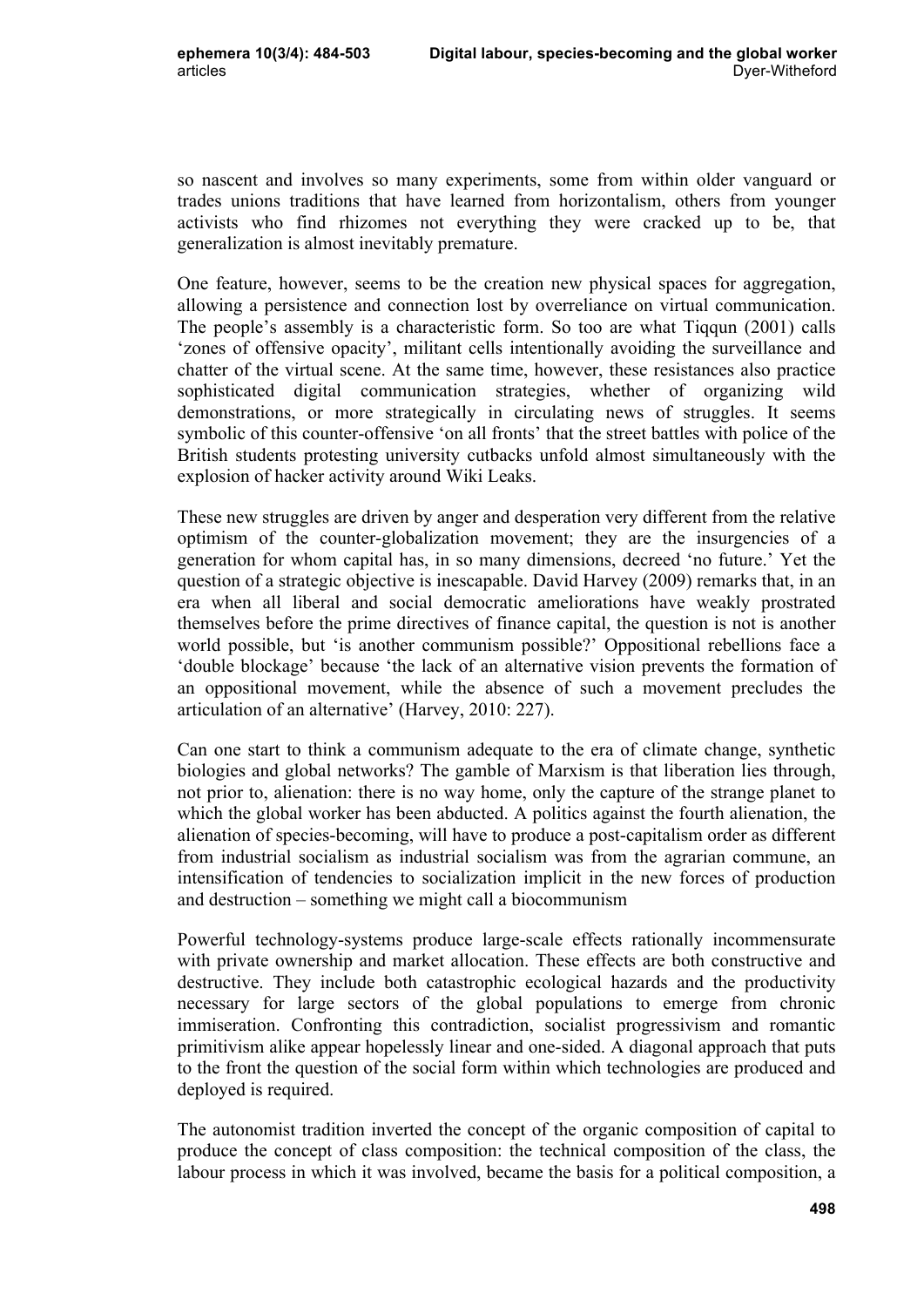so nascent and involves so many experiments, some from within older vanguard or trades unions traditions that have learned from horizontalism, others from younger activists who find rhizomes not everything they were cracked up to be, that generalization is almost inevitably premature.

One feature, however, seems to be the creation new physical spaces for aggregation, allowing a persistence and connection lost by overreliance on virtual communication. The people's assembly is a characteristic form. So too are what Tiqqun (2001) calls 'zones of offensive opacity', militant cells intentionally avoiding the surveillance and chatter of the virtual scene. At the same time, however, these resistances also practice sophisticated digital communication strategies, whether of organizing wild demonstrations, or more strategically in circulating news of struggles. It seems symbolic of this counter-offensive 'on all fronts' that the street battles with police of the British students protesting university cutbacks unfold almost simultaneously with the explosion of hacker activity around Wiki Leaks.

These new struggles are driven by anger and desperation very different from the relative optimism of the counter-globalization movement; they are the insurgencies of a generation for whom capital has, in so many dimensions, decreed 'no future.' Yet the question of a strategic objective is inescapable. David Harvey (2009) remarks that, in an era when all liberal and social democratic ameliorations have weakly prostrated themselves before the prime directives of finance capital, the question is not is another world possible, but 'is another communism possible?' Oppositional rebellions face a 'double blockage' because 'the lack of an alternative vision prevents the formation of an oppositional movement, while the absence of such a movement precludes the articulation of an alternative' (Harvey, 2010: 227).

Can one start to think a communism adequate to the era of climate change, synthetic biologies and global networks? The gamble of Marxism is that liberation lies through, not prior to, alienation: there is no way home, only the capture of the strange planet to which the global worker has been abducted. A politics against the fourth alienation, the alienation of species-becoming, will have to produce a post-capitalism order as different from industrial socialism as industrial socialism was from the agrarian commune, an intensification of tendencies to socialization implicit in the new forces of production and destruction – something we might call a biocommunism

Powerful technology-systems produce large-scale effects rationally incommensurate with private ownership and market allocation. These effects are both constructive and destructive. They include both catastrophic ecological hazards and the productivity necessary for large sectors of the global populations to emerge from chronic immiseration. Confronting this contradiction, socialist progressivism and romantic primitivism alike appear hopelessly linear and one-sided. A diagonal approach that puts to the front the question of the social form within which technologies are produced and deployed is required.

The autonomist tradition inverted the concept of the organic composition of capital to produce the concept of class composition: the technical composition of the class, the labour process in which it was involved, became the basis for a political composition, a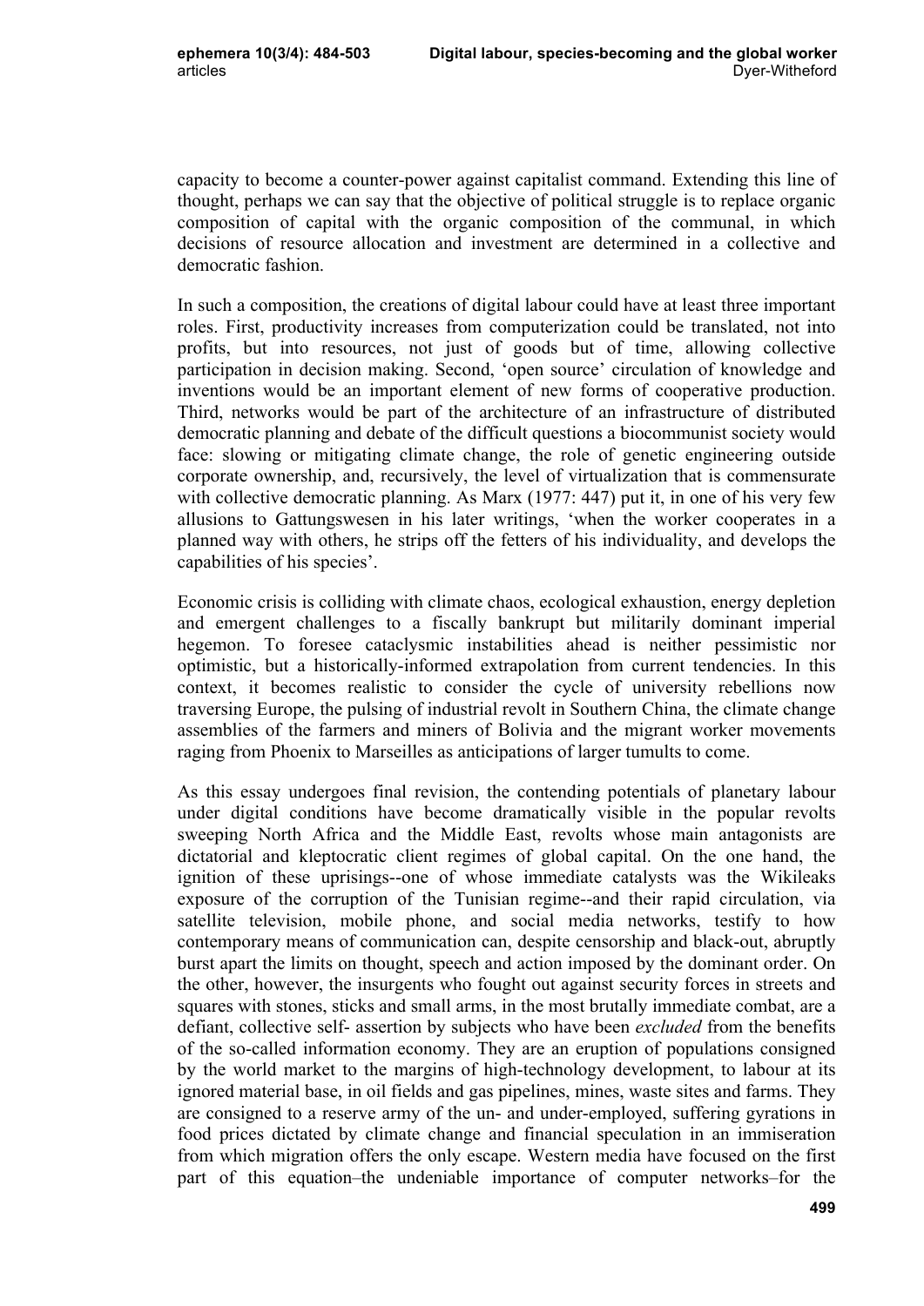capacity to become a counter-power against capitalist command. Extending this line of thought, perhaps we can say that the objective of political struggle is to replace organic composition of capital with the organic composition of the communal, in which decisions of resource allocation and investment are determined in a collective and democratic fashion.

In such a composition, the creations of digital labour could have at least three important roles. First, productivity increases from computerization could be translated, not into profits, but into resources, not just of goods but of time, allowing collective participation in decision making. Second, 'open source' circulation of knowledge and inventions would be an important element of new forms of cooperative production. Third, networks would be part of the architecture of an infrastructure of distributed democratic planning and debate of the difficult questions a biocommunist society would face: slowing or mitigating climate change, the role of genetic engineering outside corporate ownership, and, recursively, the level of virtualization that is commensurate with collective democratic planning. As Marx (1977: 447) put it, in one of his very few allusions to Gattungswesen in his later writings, 'when the worker cooperates in a planned way with others, he strips off the fetters of his individuality, and develops the capabilities of his species'.

Economic crisis is colliding with climate chaos, ecological exhaustion, energy depletion and emergent challenges to a fiscally bankrupt but militarily dominant imperial hegemon. To foresee cataclysmic instabilities ahead is neither pessimistic nor optimistic, but a historically-informed extrapolation from current tendencies. In this context, it becomes realistic to consider the cycle of university rebellions now traversing Europe, the pulsing of industrial revolt in Southern China, the climate change assemblies of the farmers and miners of Bolivia and the migrant worker movements raging from Phoenix to Marseilles as anticipations of larger tumults to come.

As this essay undergoes final revision, the contending potentials of planetary labour under digital conditions have become dramatically visible in the popular revolts sweeping North Africa and the Middle East, revolts whose main antagonists are dictatorial and kleptocratic client regimes of global capital. On the one hand, the ignition of these uprisings--one of whose immediate catalysts was the Wikileaks exposure of the corruption of the Tunisian regime--and their rapid circulation, via satellite television, mobile phone, and social media networks, testify to how contemporary means of communication can, despite censorship and black-out, abruptly burst apart the limits on thought, speech and action imposed by the dominant order. On the other, however, the insurgents who fought out against security forces in streets and squares with stones, sticks and small arms, in the most brutally immediate combat, are a defiant, collective self- assertion by subjects who have been *excluded* from the benefits of the so-called information economy. They are an eruption of populations consigned by the world market to the margins of high-technology development, to labour at its ignored material base, in oil fields and gas pipelines, mines, waste sites and farms. They are consigned to a reserve army of the un- and under-employed, suffering gyrations in food prices dictated by climate change and financial speculation in an immiseration from which migration offers the only escape. Western media have focused on the first part of this equation–the undeniable importance of computer networks–for the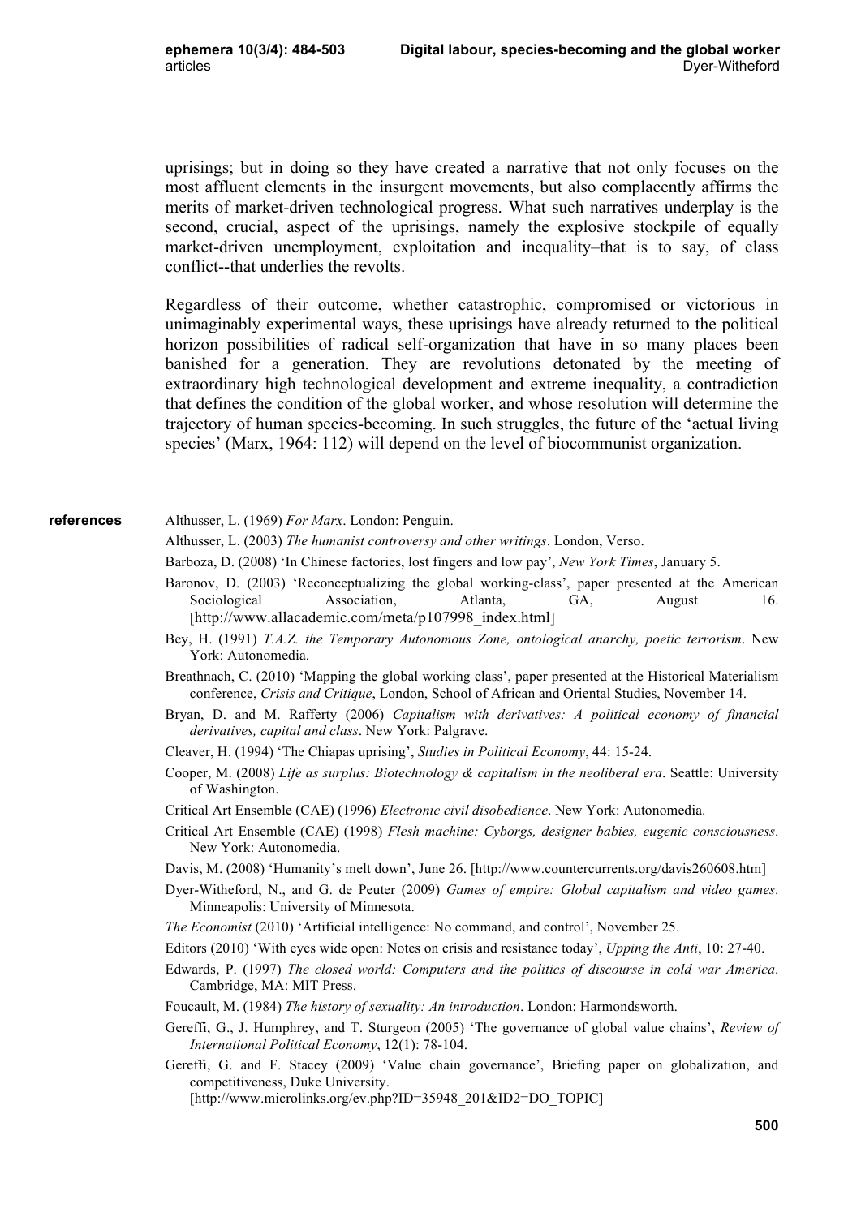uprisings; but in doing so they have created a narrative that not only focuses on the most affluent elements in the insurgent movements, but also complacently affirms the merits of market-driven technological progress. What such narratives underplay is the second, crucial, aspect of the uprisings, namely the explosive stockpile of equally market-driven unemployment, exploitation and inequality–that is to say, of class conflict--that underlies the revolts.

Regardless of their outcome, whether catastrophic, compromised or victorious in unimaginably experimental ways, these uprisings have already returned to the political horizon possibilities of radical self-organization that have in so many places been banished for a generation. They are revolutions detonated by the meeting of extraordinary high technological development and extreme inequality, a contradiction that defines the condition of the global worker, and whose resolution will determine the trajectory of human species-becoming. In such struggles, the future of the 'actual living species' (Marx, 1964: 112) will depend on the level of biocommunist organization.

## references

Althusser, L. (1969) *For Marx*. London: Penguin.

Althusser, L. (2003) *The humanist controversy and other writings*. London, Verso.

Barboza, D. (2008) 'In Chinese factories, lost fingers and low pay', *New York Times*, January 5.

Baronov, D. (2003) 'Reconceptualizing the global working-class', paper presented at the American Sociological Association, Atlanta, GA, August 16. [http://www.allacademic.com/meta/p107998_index.html]

Bey, H. (1991) *T.A.Z. the Temporary Autonomous Zone, ontological anarchy, poetic terrorism*. New York: Autonomedia.

Breathnach, C. (2010) 'Mapping the global working class', paper presented at the Historical Materialism conference, *Crisis and Critique*, London, School of African and Oriental Studies, November 14.

Bryan, D. and M. Rafferty (2006) *Capitalism with derivatives: A political economy of financial derivatives, capital and class*. New York: Palgrave.

Cleaver, H. (1994) 'The Chiapas uprising', *Studies in Political Economy*, 44: 15-24.

Cooper, M. (2008) *Life as surplus: Biotechnology & capitalism in the neoliberal era*. Seattle: University of Washington.

Critical Art Ensemble (CAE) (1996) *Electronic civil disobedience*. New York: Autonomedia.

Critical Art Ensemble (CAE) (1998) *Flesh machine: Cyborgs, designer babies, eugenic consciousness*. New York: Autonomedia.

Davis, M. (2008) 'Humanity's melt down', June 26. [http://www.countercurrents.org/davis260608.htm]

Dyer-Witheford, N., and G. de Peuter (2009) *Games of empire: Global capitalism and video games*. Minneapolis: University of Minnesota.

*The Economist* (2010) 'Artificial intelligence: No command, and control', November 25.

Editors (2010) 'With eyes wide open: Notes on crisis and resistance today', *Upping the Anti*, 10: 27-40.

Edwards, P. (1997) *The closed world: Computers and the politics of discourse in cold war America*. Cambridge, MA: MIT Press.

Foucault, M. (1984) *The history of sexuality: An introduction*. London: Harmondsworth.

Gereffi, G., J. Humphrey, and T. Sturgeon (2005) 'The governance of global value chains', *Review of International Political Economy*, 12(1): 78-104.

Gereffi, G. and F. Stacey (2009) 'Value chain governance', Briefing paper on globalization, and competitiveness, Duke University. [http://www.microlinks.org/ev.php?ID=35948_201&ID2=DO_TOPIC]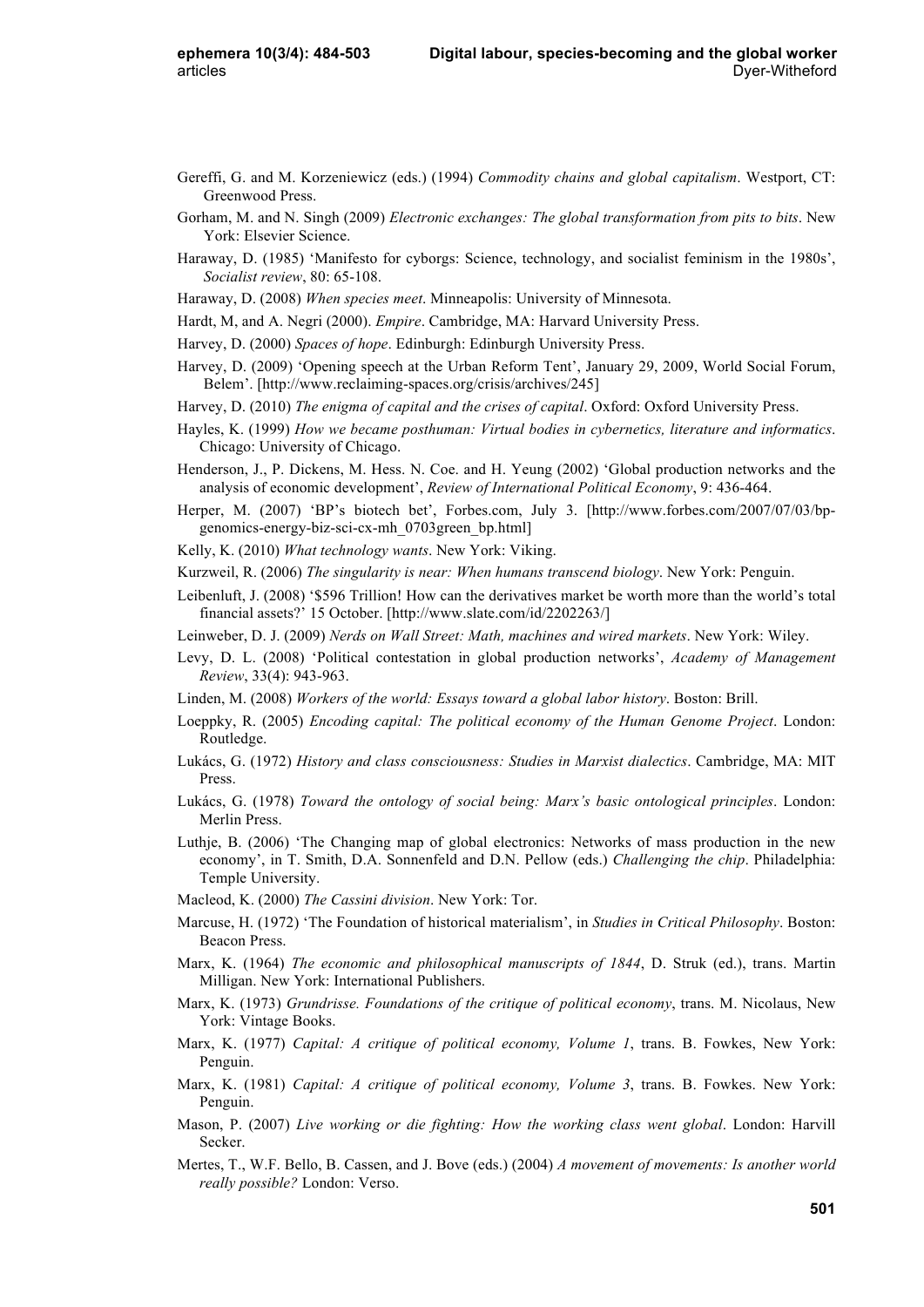Gereffi, G. and M. Korzeniewicz (eds.) (1994) *Commodity chains and global capitalism*. Westport, CT: Greenwood Press.

Gorham, M. and N. Singh (2009) *Electronic exchanges: The global transformation from pits to bits*. New York: Elsevier Science.

Haraway, D. (1985) 'Manifesto for cyborgs: Science, technology, and socialist feminism in the 1980s', *Socialist review*, 80: 65-108.

Haraway, D. (2008) *When species meet*. Minneapolis: University of Minnesota.

Hardt, M, and A. Negri (2000). *Empire*. Cambridge, MA: Harvard University Press.

Harvey, D. (2000) *Spaces of hope*. Edinburgh: Edinburgh University Press.

Harvey, D. (2009) 'Opening speech at the Urban Reform Tent', January 29, 2009, World Social Forum, Belem'. [http://www.reclaiming-spaces.org/crisis/archives/245]

Harvey, D. (2010) *The enigma of capital and the crises of capital*. Oxford: Oxford University Press.

Hayles, K. (1999) *How we became posthuman: Virtual bodies in cybernetics, literature and informatics*. Chicago: University of Chicago.

Henderson, J., P. Dickens, M. Hess. N. Coe. and H. Yeung (2002) 'Global production networks and the analysis of economic development', *Review of International Political Economy*, 9: 436-464.

Herper, M. (2007) 'BP's biotech bet', Forbes.com, July 3. [http://www.forbes.com/2007/07/03/bp-genomics-energy-biz-sci-cx-mh_0703green_bp.html]

Kelly, K. (2010) *What technology wants*. New York: Viking.

Kurzweil, R. (2006) *The singularity is near: When humans transcend biology*. New York: Penguin.

Leibenluft, J. (2008) '$596 Trillion! How can the derivatives market be worth more than the world's total financial assets?' 15 October. [http://www.slate.com/id/2202263/]

Leinweber, D. J. (2009) *Nerds on Wall Street: Math, machines and wired markets*. New York: Wiley.

Levy, D. L. (2008) 'Political contestation in global production networks', *Academy of Management Review*, 33(4): 943-963.

Linden, M. (2008) *Workers of the world: Essays toward a global labor history*. Boston: Brill.

Loeppky, R. (2005) *Encoding capital: The political economy of the Human Genome Project*. London: Routledge.

Lukács, G. (1972) *History and class consciousness: Studies in Marxist dialectics*. Cambridge, MA: MIT Press.

Lukács, G. (1978) *Toward the ontology of social being: Marx's basic ontological principles*. London: Merlin Press.

Luthje, B. (2006) 'The Changing map of global electronics: Networks of mass production in the new economy', in T. Smith, D.A. Sonnenfeld and D.N. Pellow (eds.) *Challenging the chip*. Philadelphia: Temple University.

Macleod, K. (2000) *The Cassini division*. New York: Tor.

Marcuse, H. (1972) 'The Foundation of historical materialism', in *Studies in Critical Philosophy*. Boston: Beacon Press.

Marx, K. (1964) *The economic and philosophical manuscripts of 1844*, D. Struk (ed.), trans. Martin Milligan. New York: International Publishers.

Marx, K. (1973) *Grundrisse. Foundations of the critique of political economy*, trans. M. Nicolaus, New York: Vintage Books.

Marx, K. (1977) *Capital: A critique of political economy, Volume 1*, trans. B. Fowkes, New York: Penguin.

Marx, K. (1981) *Capital: A critique of political economy, Volume 3*, trans. B. Fowkes. New York: Penguin.

Mason, P. (2007) *Live working or die fighting: How the working class went global*. London: Harvill Secker.

Mertes, T., W.F. Bello, B. Cassen, and J. Bove (eds.) (2004) *A movement of movements: Is another world really possible?* London: Verso.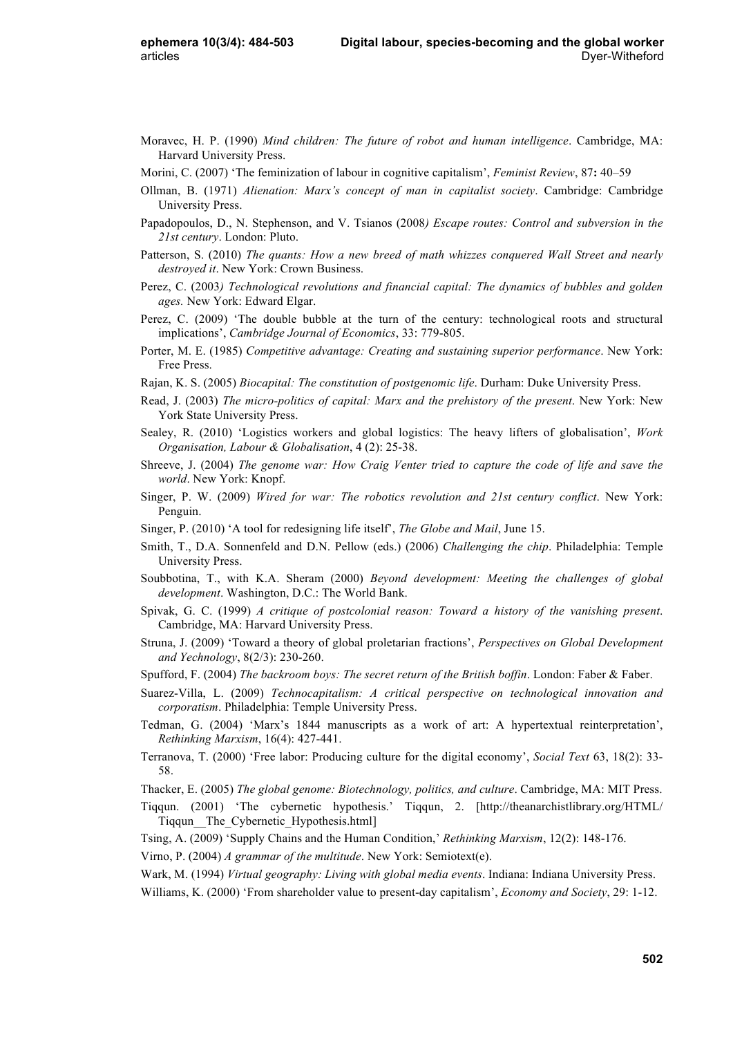Moravec, H. P. (1990) *Mind children: The future of robot and human intelligence*. Cambridge, MA: Harvard University Press.

Morini, C. (2007) 'The feminization of labour in cognitive capitalism', *Feminist Review*, 87**:** 40–59

Ollman, B. (1971) *Alienation: Marx's concept of man in capitalist society*. Cambridge: Cambridge University Press.

Papadopoulos, D., N. Stephenson, and V. Tsianos (2008*) Escape routes: Control and subversion in the 21st century*. London: Pluto.

Patterson, S. (2010) *The quants: How a new breed of math whizzes conquered Wall Street and nearly destroyed it*. New York: Crown Business.

Perez, C. (2003*) Technological revolutions and financial capital: The dynamics of bubbles and golden ages.* New York: Edward Elgar.

Perez, C. (2009) 'The double bubble at the turn of the century: technological roots and structural implications', *Cambridge Journal of Economics*, 33: 779-805.

Porter, M. E. (1985) *Competitive advantage: Creating and sustaining superior performance*. New York: Free Press.

Rajan, K. S. (2005) *Biocapital: The constitution of postgenomic life*. Durham: Duke University Press.

Read, J. (2003) *The micro-politics of capital: Marx and the prehistory of the present*. New York: New York State University Press.

Sealey, R. (2010) 'Logistics workers and global logistics: The heavy lifters of globalisation', *Work Organisation, Labour & Globalisation*, 4 (2): 25-38.

Shreeve, J. (2004) *The genome war: How Craig Venter tried to capture the code of life and save the world*. New York: Knopf.

Singer, P. W. (2009) *Wired for war: The robotics revolution and 21st century conflict*. New York: Penguin.

Singer, P. (2010) 'A tool for redesigning life itself', *The Globe and Mail*, June 15.

Smith, T., D.A. Sonnenfeld and D.N. Pellow (eds.) (2006) *Challenging the chip*. Philadelphia: Temple University Press.

Soubbotina, T., with K.A. Sheram (2000) *Beyond development: Meeting the challenges of global development*. Washington, D.C.: The World Bank.

Spivak, G. C. (1999) *A critique of postcolonial reason: Toward a history of the vanishing present*. Cambridge, MA: Harvard University Press.

Struna, J. (2009) 'Toward a theory of global proletarian fractions', *Perspectives on Global Development and Yechnology*, 8(2/3): 230-260.

Spufford, F. (2004) *The backroom boys: The secret return of the British boffin*. London: Faber & Faber.

Suarez-Villa, L. (2009) *Technocapitalism: A critical perspective on technological innovation and corporatism*. Philadelphia: Temple University Press.

Tedman, G. (2004) 'Marx's 1844 manuscripts as a work of art: A hypertextual reinterpretation', *Rethinking Marxism*, 16(4): 427-441.

Terranova, T. (2000) 'Free labor: Producing culture for the digital economy', *Social Text* 63, 18(2): 33-58.

Thacker, E. (2005) *The global genome: Biotechnology, politics, and culture*. Cambridge, MA: MIT Press.

Tiqqun. (2001) 'The cybernetic hypothesis.' Tiqqun, 2. [http://theanarchistlibrary.org/HTML/Tiqqun__The_Cybernetic_Hypothesis.html]

Tsing, A. (2009) 'Supply Chains and the Human Condition,' *Rethinking Marxism*, 12(2): 148-176.

Virno, P. (2004) *A grammar of the multitude*. New York: Semiotext(e).

Wark, M. (1994) *Virtual geography: Living with global media events*. Indiana: Indiana University Press.

Williams, K. (2000) 'From shareholder value to present-day capitalism', *Economy and Society*, 29: 1-12.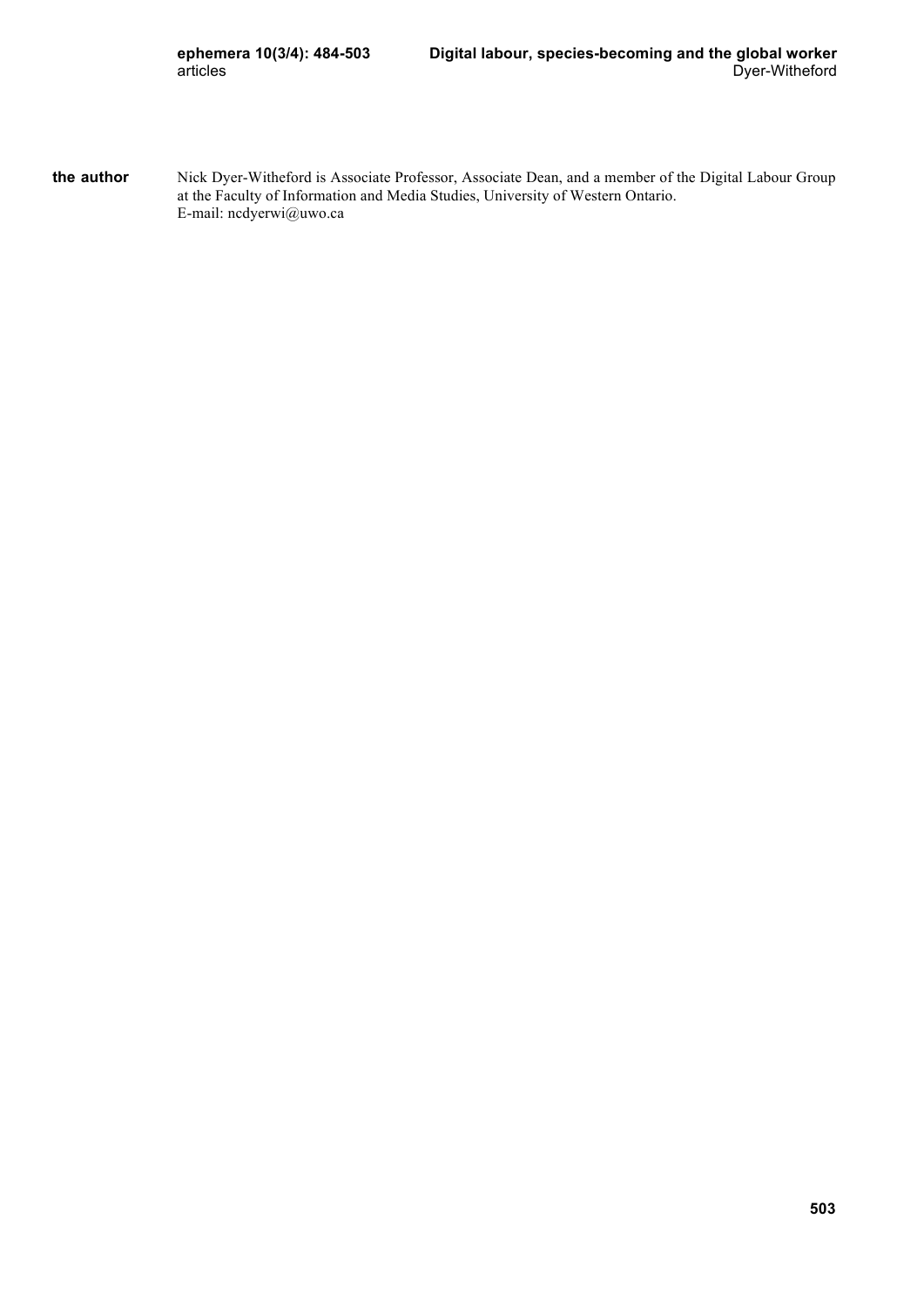**the author** Nick Dyer-Witheford is Associate Professor, Associate Dean, and a member of the Digital Labour Group at the Faculty of Information and Media Studies, University of Western Ontario.
E-mail: ncdyerwi@uwo.ca